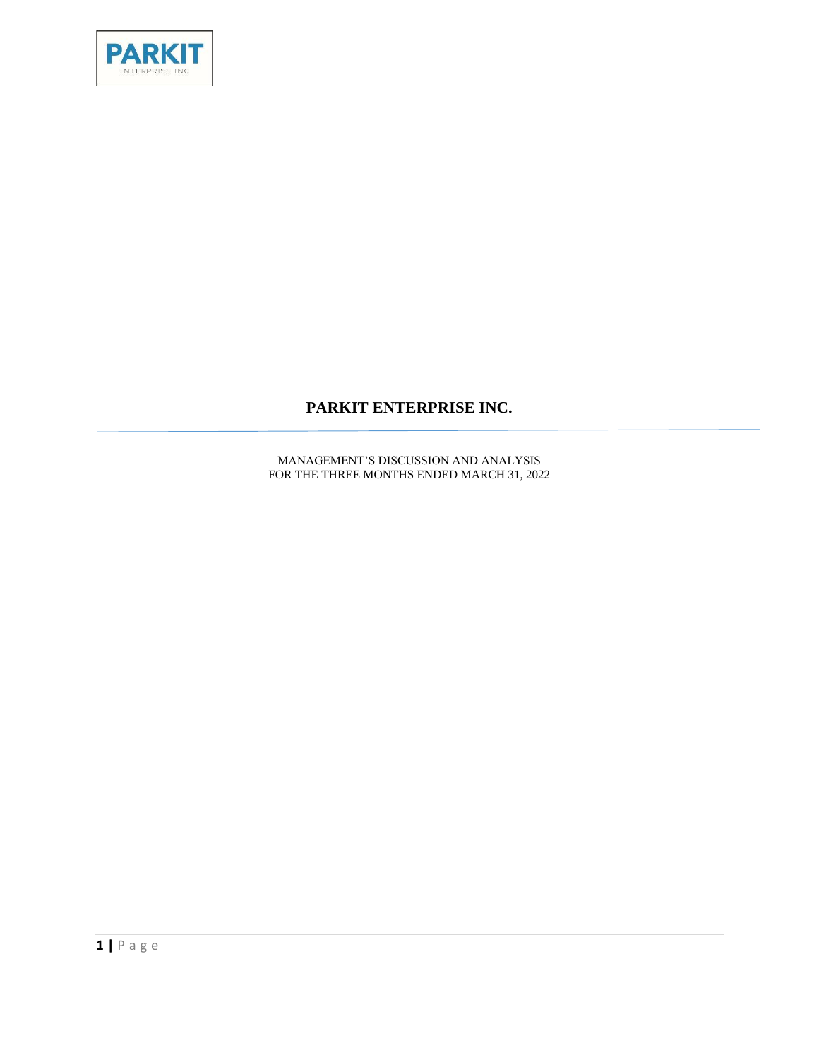PARKIT
ENTERPRISE INC

# PARKIT ENTERPRISE INC.

MANAGEMENT'S DISCUSSION AND ANALYSIS
FOR THE THREE MONTHS ENDED MARCH 31, 2022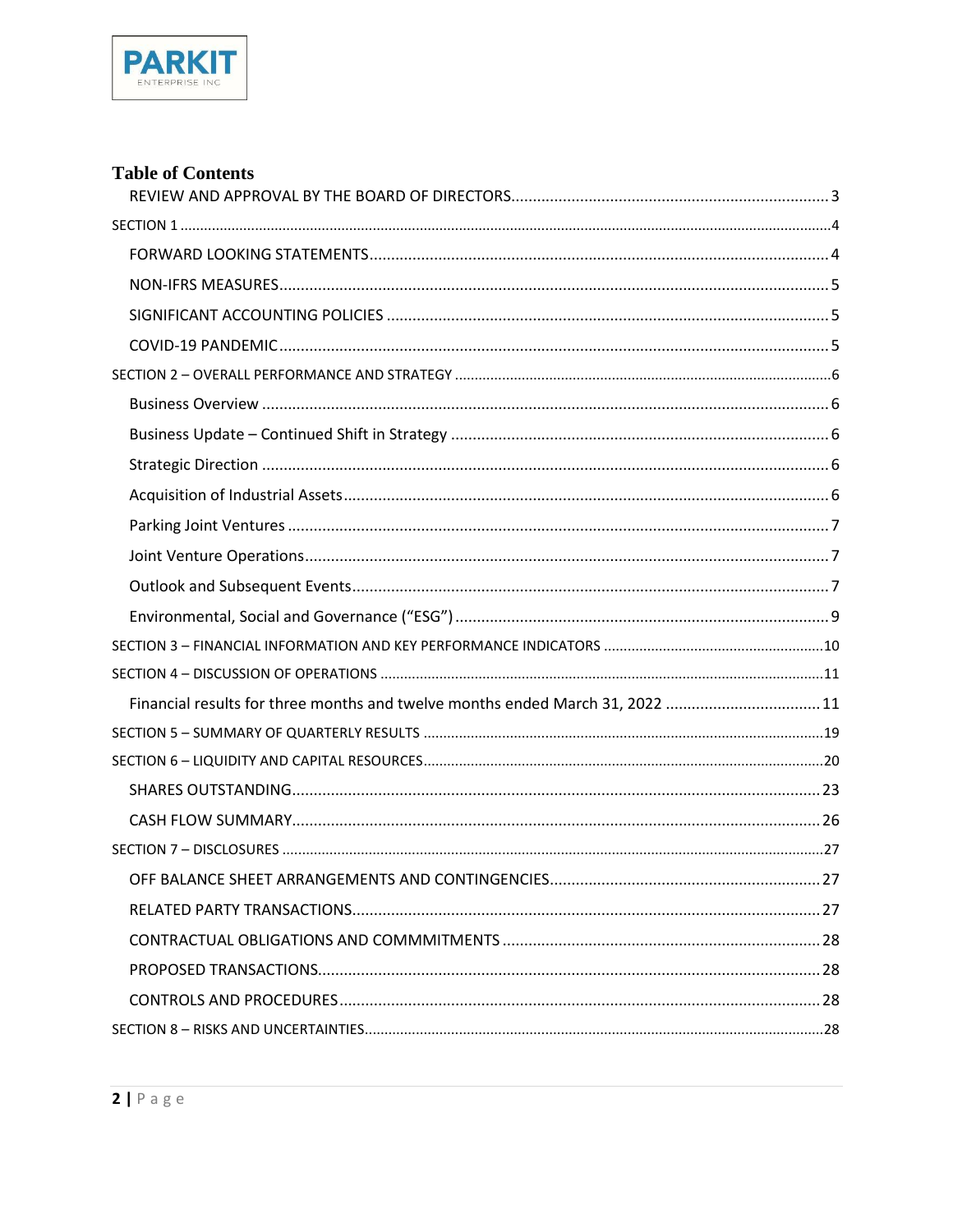# Table of Contents

- REVIEW AND APPROVAL BY THE BOARD OF DIRECTORS ..... 3
- SECTION 1 ..... 4
  - FORWARD LOOKING STATEMENTS ..... 4
  - NON-IFRS MEASURES ..... 5
  - SIGNIFICANT ACCOUNTING POLICIES ..... 5
  - COVID-19 PANDEMIC ..... 5
- SECTION 2 – OVERALL PERFORMANCE AND STRATEGY ..... 6
  - Business Overview ..... 6
  - Business Update – Continued Shift in Strategy ..... 6
  - Strategic Direction ..... 6
  - Acquisition of Industrial Assets ..... 6
  - Parking Joint Ventures ..... 7
  - Joint Venture Operations ..... 7
  - Outlook and Subsequent Events ..... 7
  - Environmental, Social and Governance ("ESG") ..... 9
- SECTION 3 – FINANCIAL INFORMATION AND KEY PERFORMANCE INDICATORS ..... 10
- SECTION 4 – DISCUSSION OF OPERATIONS ..... 11
  - Financial results for three months and twelve months ended March 31, 2022 ..... 11
- SECTION 5 – SUMMARY OF QUARTERLY RESULTS ..... 19
- SECTION 6 – LIQUIDITY AND CAPITAL RESOURCES ..... 20
  - SHARES OUTSTANDING ..... 23
  - CASH FLOW SUMMARY ..... 26
- SECTION 7 – DISCLOSURES ..... 27
  - OFF BALANCE SHEET ARRANGEMENTS AND CONTINGENCIES ..... 27
  - RELATED PARTY TRANSACTIONS ..... 27
  - CONTRACTUAL OBLIGATIONS AND COMMMITMENTS ..... 28
  - PROPOSED TRANSACTIONS ..... 28
  - CONTROLS AND PROCEDURES ..... 28
- SECTION 8 – RISKS AND UNCERTAINTIES ..... 28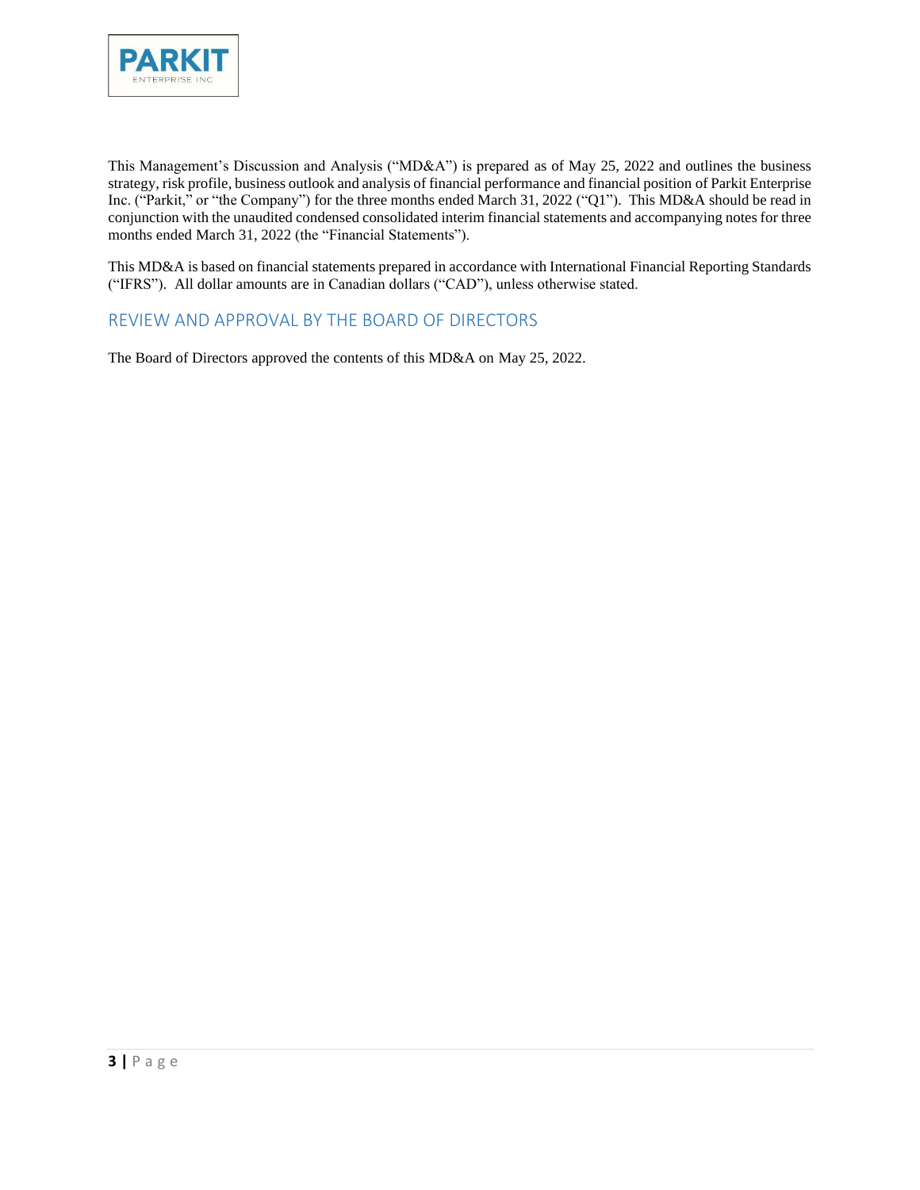This Management's Discussion and Analysis ("MD&A") is prepared as of May 25, 2022 and outlines the business strategy, risk profile, business outlook and analysis of financial performance and financial position of Parkit Enterprise Inc. ("Parkit," or "the Company") for the three months ended March 31, 2022 ("Q1"). This MD&A should be read in conjunction with the unaudited condensed consolidated interim financial statements and accompanying notes for three months ended March 31, 2022 (the "Financial Statements").

This MD&A is based on financial statements prepared in accordance with International Financial Reporting Standards ("IFRS"). All dollar amounts are in Canadian dollars ("CAD"), unless otherwise stated.

## REVIEW AND APPROVAL BY THE BOARD OF DIRECTORS

The Board of Directors approved the contents of this MD&A on May 25, 2022.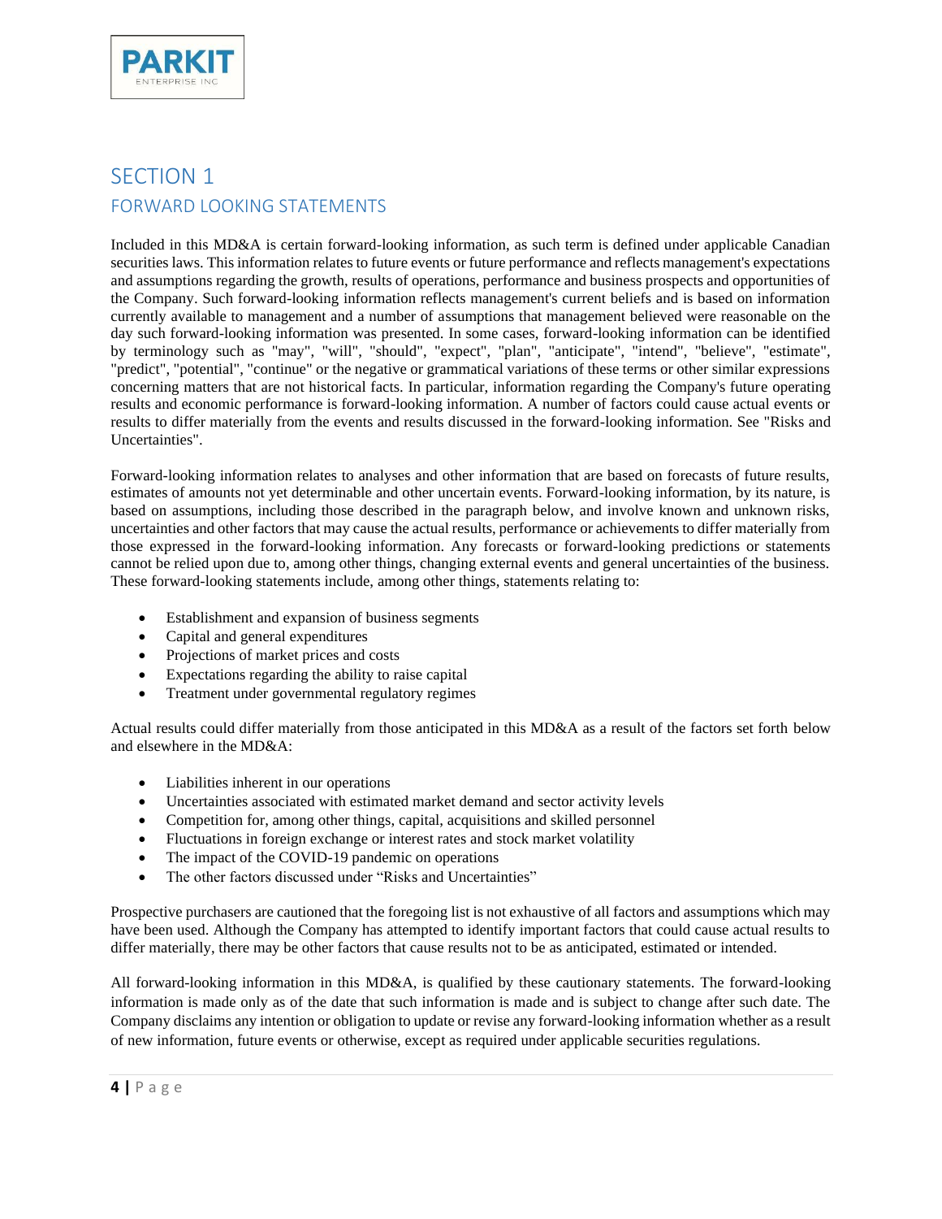# SECTION 1

## FORWARD LOOKING STATEMENTS

Included in this MD&A is certain forward-looking information, as such term is defined under applicable Canadian securities laws. This information relates to future events or future performance and reflects management's expectations and assumptions regarding the growth, results of operations, performance and business prospects and opportunities of the Company. Such forward-looking information reflects management's current beliefs and is based on information currently available to management and a number of assumptions that management believed were reasonable on the day such forward-looking information was presented. In some cases, forward-looking information can be identified by terminology such as "may", "will", "should", "expect", "plan", "anticipate", "intend", "believe", "estimate", "predict", "potential", "continue" or the negative or grammatical variations of these terms or other similar expressions concerning matters that are not historical facts. In particular, information regarding the Company's future operating results and economic performance is forward-looking information. A number of factors could cause actual events or results to differ materially from the events and results discussed in the forward-looking information. See "Risks and Uncertainties".

Forward-looking information relates to analyses and other information that are based on forecasts of future results, estimates of amounts not yet determinable and other uncertain events. Forward-looking information, by its nature, is based on assumptions, including those described in the paragraph below, and involve known and unknown risks, uncertainties and other factors that may cause the actual results, performance or achievements to differ materially from those expressed in the forward-looking information. Any forecasts or forward-looking predictions or statements cannot be relied upon due to, among other things, changing external events and general uncertainties of the business. These forward-looking statements include, among other things, statements relating to:

- Establishment and expansion of business segments
- Capital and general expenditures
- Projections of market prices and costs
- Expectations regarding the ability to raise capital
- Treatment under governmental regulatory regimes

Actual results could differ materially from those anticipated in this MD&A as a result of the factors set forth below and elsewhere in the MD&A:

- Liabilities inherent in our operations
- Uncertainties associated with estimated market demand and sector activity levels
- Competition for, among other things, capital, acquisitions and skilled personnel
- Fluctuations in foreign exchange or interest rates and stock market volatility
- The impact of the COVID-19 pandemic on operations
- The other factors discussed under "Risks and Uncertainties"

Prospective purchasers are cautioned that the foregoing list is not exhaustive of all factors and assumptions which may have been used. Although the Company has attempted to identify important factors that could cause actual results to differ materially, there may be other factors that cause results not to be as anticipated, estimated or intended.

All forward-looking information in this MD&A, is qualified by these cautionary statements. The forward-looking information is made only as of the date that such information is made and is subject to change after such date. The Company disclaims any intention or obligation to update or revise any forward-looking information whether as a result of new information, future events or otherwise, except as required under applicable securities regulations.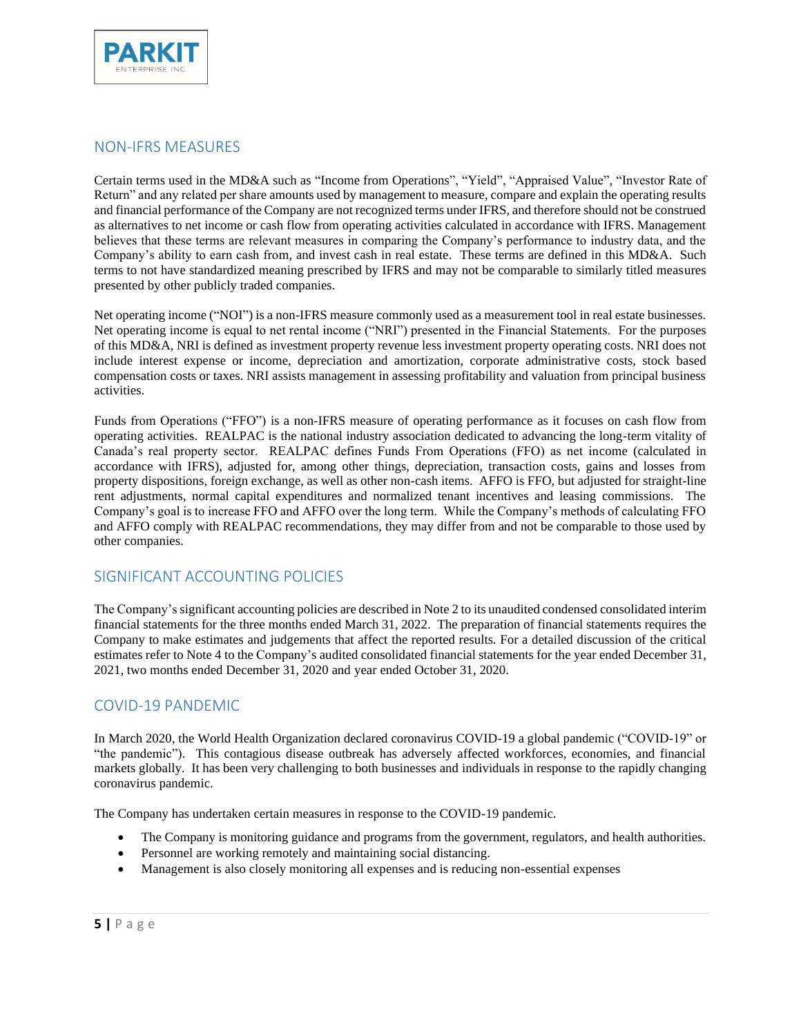## NON-IFRS MEASURES

Certain terms used in the MD&A such as "Income from Operations", "Yield", "Appraised Value", "Investor Rate of Return" and any related per share amounts used by management to measure, compare and explain the operating results and financial performance of the Company are not recognized terms under IFRS, and therefore should not be construed as alternatives to net income or cash flow from operating activities calculated in accordance with IFRS. Management believes that these terms are relevant measures in comparing the Company's performance to industry data, and the Company's ability to earn cash from, and invest cash in real estate. These terms are defined in this MD&A. Such terms to not have standardized meaning prescribed by IFRS and may not be comparable to similarly titled measures presented by other publicly traded companies.

Net operating income ("NOI") is a non-IFRS measure commonly used as a measurement tool in real estate businesses. Net operating income is equal to net rental income ("NRI") presented in the Financial Statements. For the purposes of this MD&A, NRI is defined as investment property revenue less investment property operating costs. NRI does not include interest expense or income, depreciation and amortization, corporate administrative costs, stock based compensation costs or taxes. NRI assists management in assessing profitability and valuation from principal business activities.

Funds from Operations ("FFO") is a non-IFRS measure of operating performance as it focuses on cash flow from operating activities. REALPAC is the national industry association dedicated to advancing the long-term vitality of Canada's real property sector. REALPAC defines Funds From Operations (FFO) as net income (calculated in accordance with IFRS), adjusted for, among other things, depreciation, transaction costs, gains and losses from property dispositions, foreign exchange, as well as other non-cash items. AFFO is FFO, but adjusted for straight-line rent adjustments, normal capital expenditures and normalized tenant incentives and leasing commissions. The Company's goal is to increase FFO and AFFO over the long term. While the Company's methods of calculating FFO and AFFO comply with REALPAC recommendations, they may differ from and not be comparable to those used by other companies.

## SIGNIFICANT ACCOUNTING POLICIES

The Company's significant accounting policies are described in Note 2 to its unaudited condensed consolidated interim financial statements for the three months ended March 31, 2022. The preparation of financial statements requires the Company to make estimates and judgements that affect the reported results. For a detailed discussion of the critical estimates refer to Note 4 to the Company's audited consolidated financial statements for the year ended December 31, 2021, two months ended December 31, 2020 and year ended October 31, 2020.

## COVID-19 PANDEMIC

In March 2020, the World Health Organization declared coronavirus COVID-19 a global pandemic ("COVID-19" or "the pandemic"). This contagious disease outbreak has adversely affected workforces, economies, and financial markets globally. It has been very challenging to both businesses and individuals in response to the rapidly changing coronavirus pandemic.

The Company has undertaken certain measures in response to the COVID-19 pandemic.

- The Company is monitoring guidance and programs from the government, regulators, and health authorities.
- Personnel are working remotely and maintaining social distancing.
- Management is also closely monitoring all expenses and is reducing non-essential expenses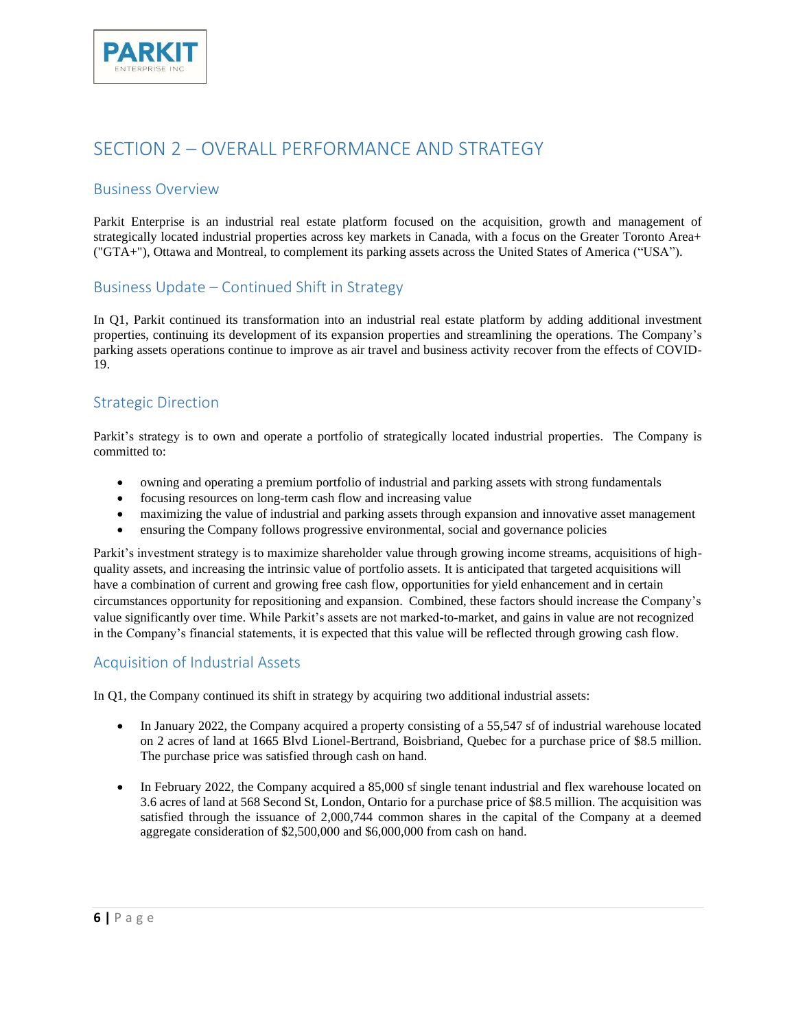# SECTION 2 – OVERALL PERFORMANCE AND STRATEGY

## Business Overview

Parkit Enterprise is an industrial real estate platform focused on the acquisition, growth and management of strategically located industrial properties across key markets in Canada, with a focus on the Greater Toronto Area+ ("GTA+"), Ottawa and Montreal, to complement its parking assets across the United States of America ("USA").

## Business Update – Continued Shift in Strategy

In Q1, Parkit continued its transformation into an industrial real estate platform by adding additional investment properties, continuing its development of its expansion properties and streamlining the operations. The Company's parking assets operations continue to improve as air travel and business activity recover from the effects of COVID-19.

## Strategic Direction

Parkit's strategy is to own and operate a portfolio of strategically located industrial properties. The Company is committed to:

- owning and operating a premium portfolio of industrial and parking assets with strong fundamentals
- focusing resources on long-term cash flow and increasing value
- maximizing the value of industrial and parking assets through expansion and innovative asset management
- ensuring the Company follows progressive environmental, social and governance policies

Parkit's investment strategy is to maximize shareholder value through growing income streams, acquisitions of high-quality assets, and increasing the intrinsic value of portfolio assets. It is anticipated that targeted acquisitions will have a combination of current and growing free cash flow, opportunities for yield enhancement and in certain circumstances opportunity for repositioning and expansion. Combined, these factors should increase the Company's value significantly over time. While Parkit's assets are not marked-to-market, and gains in value are not recognized in the Company's financial statements, it is expected that this value will be reflected through growing cash flow.

## Acquisition of Industrial Assets

In Q1, the Company continued its shift in strategy by acquiring two additional industrial assets:

- In January 2022, the Company acquired a property consisting of a 55,547 sf of industrial warehouse located on 2 acres of land at 1665 Blvd Lionel-Bertrand, Boisbriand, Quebec for a purchase price of $8.5 million. The purchase price was satisfied through cash on hand.

- In February 2022, the Company acquired a 85,000 sf single tenant industrial and flex warehouse located on 3.6 acres of land at 568 Second St, London, Ontario for a purchase price of $8.5 million. The acquisition was satisfied through the issuance of 2,000,744 common shares in the capital of the Company at a deemed aggregate consideration of $2,500,000 and $6,000,000 from cash on hand.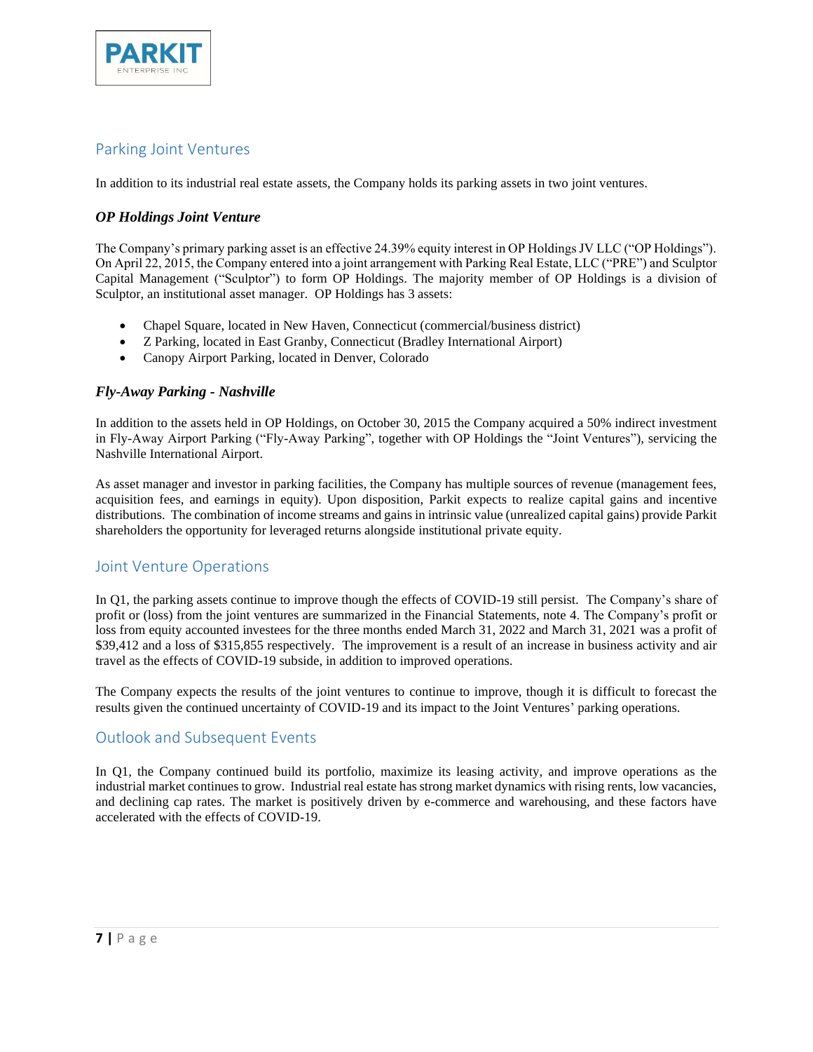## Parking Joint Ventures

In addition to its industrial real estate assets, the Company holds its parking assets in two joint ventures.

### *OP Holdings Joint Venture*

The Company's primary parking asset is an effective 24.39% equity interest in OP Holdings JV LLC ("OP Holdings"). On April 22, 2015, the Company entered into a joint arrangement with Parking Real Estate, LLC ("PRE") and Sculptor Capital Management ("Sculptor") to form OP Holdings. The majority member of OP Holdings is a division of Sculptor, an institutional asset manager. OP Holdings has 3 assets:

- Chapel Square, located in New Haven, Connecticut (commercial/business district)
- Z Parking, located in East Granby, Connecticut (Bradley International Airport)
- Canopy Airport Parking, located in Denver, Colorado

### *Fly-Away Parking - Nashville*

In addition to the assets held in OP Holdings, on October 30, 2015 the Company acquired a 50% indirect investment in Fly-Away Airport Parking ("Fly-Away Parking", together with OP Holdings the "Joint Ventures"), servicing the Nashville International Airport.

As asset manager and investor in parking facilities, the Company has multiple sources of revenue (management fees, acquisition fees, and earnings in equity). Upon disposition, Parkit expects to realize capital gains and incentive distributions. The combination of income streams and gains in intrinsic value (unrealized capital gains) provide Parkit shareholders the opportunity for leveraged returns alongside institutional private equity.

## Joint Venture Operations

In Q1, the parking assets continue to improve though the effects of COVID-19 still persist. The Company's share of profit or (loss) from the joint ventures are summarized in the Financial Statements, note 4. The Company's profit or loss from equity accounted investees for the three months ended March 31, 2022 and March 31, 2021 was a profit of $39,412 and a loss of $315,855 respectively. The improvement is a result of an increase in business activity and air travel as the effects of COVID-19 subside, in addition to improved operations.

The Company expects the results of the joint ventures to continue to improve, though it is difficult to forecast the results given the continued uncertainty of COVID-19 and its impact to the Joint Ventures' parking operations.

## Outlook and Subsequent Events

In Q1, the Company continued build its portfolio, maximize its leasing activity, and improve operations as the industrial market continues to grow. Industrial real estate has strong market dynamics with rising rents, low vacancies, and declining cap rates. The market is positively driven by e-commerce and warehousing, and these factors have accelerated with the effects of COVID-19.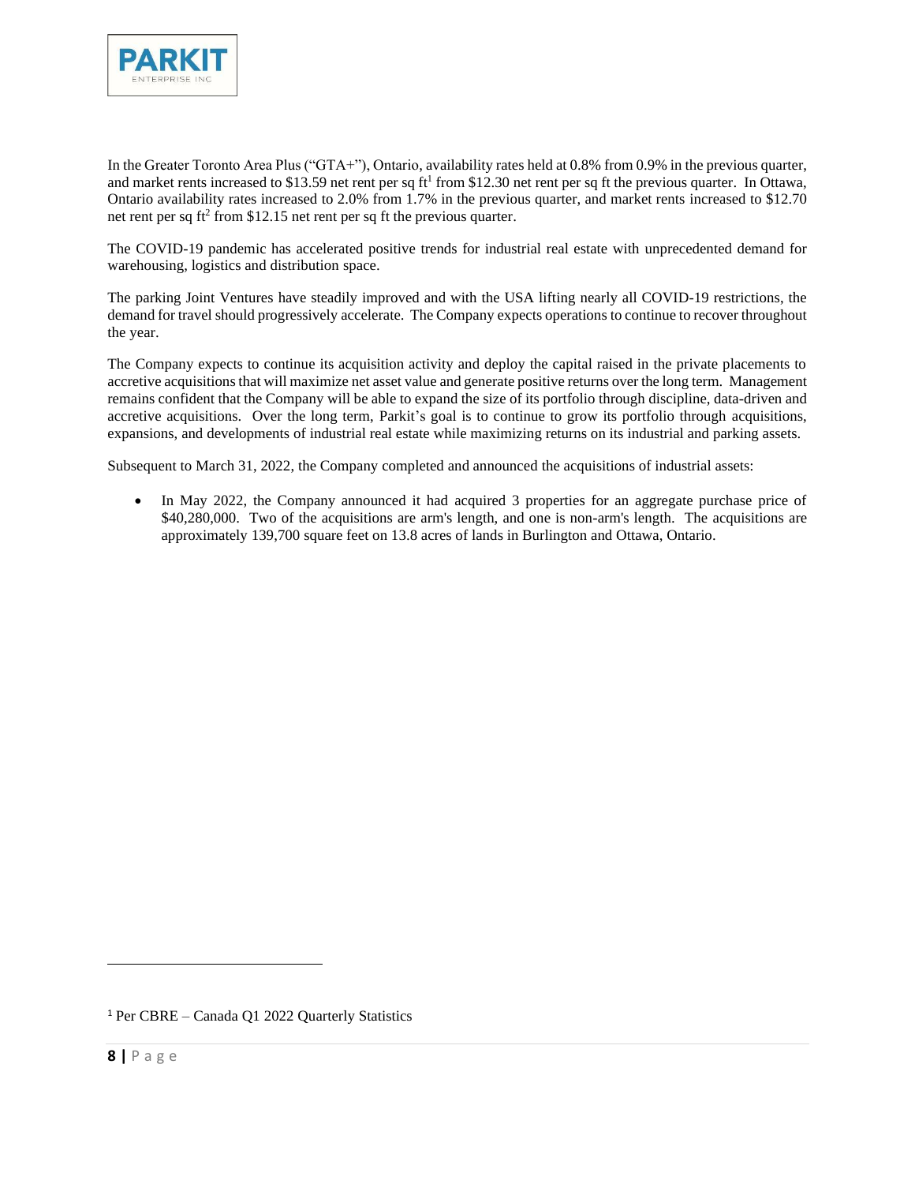In the Greater Toronto Area Plus ("GTA+"), Ontario, availability rates held at 0.8% from 0.9% in the previous quarter, and market rents increased to $13.59 net rent per sq ft[1] from $12.30 net rent per sq ft the previous quarter. In Ottawa, Ontario availability rates increased to 2.0% from 1.7% in the previous quarter, and market rents increased to $12.70 net rent per sq ft[2] from $12.15 net rent per sq ft the previous quarter.

The COVID-19 pandemic has accelerated positive trends for industrial real estate with unprecedented demand for warehousing, logistics and distribution space.

The parking Joint Ventures have steadily improved and with the USA lifting nearly all COVID-19 restrictions, the demand for travel should progressively accelerate. The Company expects operations to continue to recover throughout the year.

The Company expects to continue its acquisition activity and deploy the capital raised in the private placements to accretive acquisitions that will maximize net asset value and generate positive returns over the long term. Management remains confident that the Company will be able to expand the size of its portfolio through discipline, data-driven and accretive acquisitions. Over the long term, Parkit's goal is to continue to grow its portfolio through acquisitions, expansions, and developments of industrial real estate while maximizing returns on its industrial and parking assets.

Subsequent to March 31, 2022, the Company completed and announced the acquisitions of industrial assets:

- In May 2022, the Company announced it had acquired 3 properties for an aggregate purchase price of $40,280,000. Two of the acquisitions are arm's length, and one is non-arm's length. The acquisitions are approximately 139,700 square feet on 13.8 acres of lands in Burlington and Ottawa, Ontario.

---

[1] Per CBRE – Canada Q1 2022 Quarterly Statistics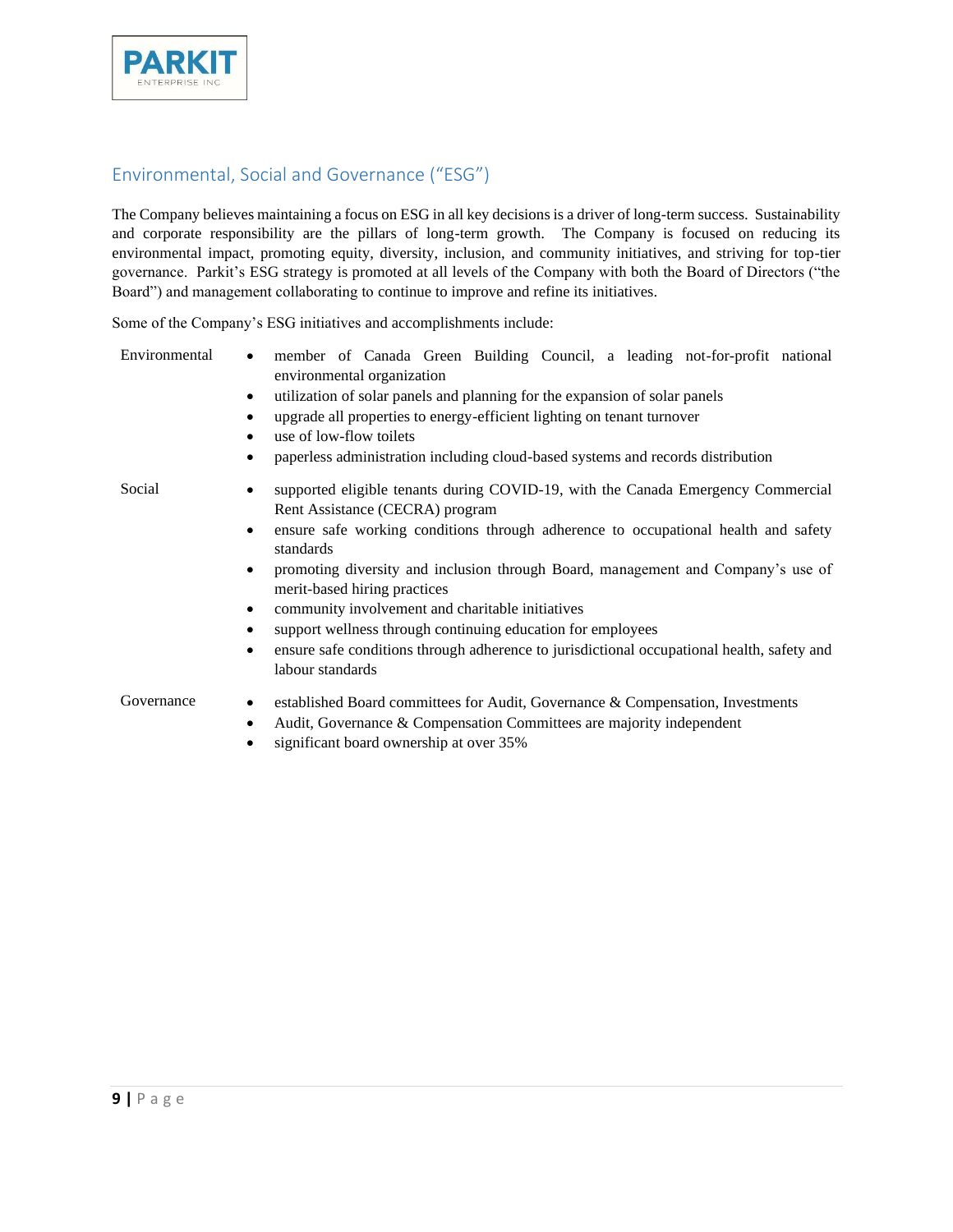## Environmental, Social and Governance ("ESG")

The Company believes maintaining a focus on ESG in all key decisions is a driver of long-term success. Sustainability and corporate responsibility are the pillars of long-term growth. The Company is focused on reducing its environmental impact, promoting equity, diversity, inclusion, and community initiatives, and striving for top-tier governance. Parkit's ESG strategy is promoted at all levels of the Company with both the Board of Directors ("the Board") and management collaborating to continue to improve and refine its initiatives.

Some of the Company's ESG initiatives and accomplishments include:

| | |
|---|---|
| Environmental | • member of Canada Green Building Council, a leading not-for-profit national environmental organization<br>• utilization of solar panels and planning for the expansion of solar panels<br>• upgrade all properties to energy-efficient lighting on tenant turnover<br>• use of low-flow toilets<br>• paperless administration including cloud-based systems and records distribution |
| Social | • supported eligible tenants during COVID-19, with the Canada Emergency Commercial Rent Assistance (CECRA) program<br>• ensure safe working conditions through adherence to occupational health and safety standards<br>• promoting diversity and inclusion through Board, management and Company's use of merit-based hiring practices<br>• community involvement and charitable initiatives<br>• support wellness through continuing education for employees<br>• ensure safe conditions through adherence to jurisdictional occupational health, safety and labour standards |
| Governance | • established Board committees for Audit, Governance & Compensation, Investments<br>• Audit, Governance & Compensation Committees are majority independent<br>• significant board ownership at over 35% |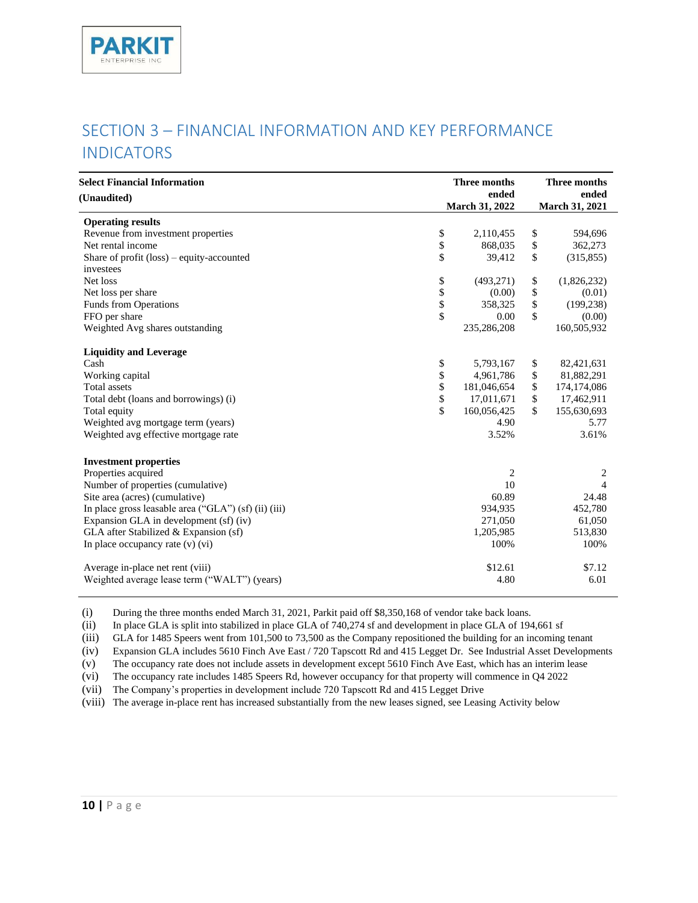## SECTION 3 – FINANCIAL INFORMATION AND KEY PERFORMANCE INDICATORS

| Select Financial Information (Unaudited) | Three months ended March 31, 2022 | Three months ended March 31, 2021 |
|---|---|---|
| **Operating results** | | |
| Revenue from investment properties | $ 2,110,455 | $ 594,696 |
| Net rental income | $ 868,035 | $ 362,273 |
| Share of profit (loss) – equity-accounted investees | $ 39,412 | $ (315,855) |
| Net loss | $ (493,271) | $ (1,826,232) |
| Net loss per share | $ (0.00) | $ (0.01) |
| Funds from Operations | $ 358,325 | $ (199,238) |
| FFO per share | $ 0.00 | $ (0.00) |
| Weighted Avg shares outstanding | 235,286,208 | 160,505,932 |
| **Liquidity and Leverage** | | |
| Cash | $ 5,793,167 | $ 82,421,631 |
| Working capital | $ 4,961,786 | $ 81,882,291 |
| Total assets | $ 181,046,654 | $ 174,174,086 |
| Total debt (loans and borrowings) (i) | $ 17,011,671 | $ 17,462,911 |
| Total equity | $ 160,056,425 | $ 155,630,693 |
| Weighted avg mortgage term (years) | 4.90 | 5.77 |
| Weighted avg effective mortgage rate | 3.52% | 3.61% |
| **Investment properties** | | |
| Properties acquired | 2 | 2 |
| Number of properties (cumulative) | 10 | 4 |
| Site area (acres) (cumulative) | 60.89 | 24.48 |
| In place gross leasable area ("GLA") (sf) (ii) (iii) | 934,935 | 452,780 |
| Expansion GLA in development (sf) (iv) | 271,050 | 61,050 |
| GLA after Stabilized & Expansion (sf) | 1,205,985 | 513,830 |
| In place occupancy rate (v) (vi) | 100% | 100% |
| Average in-place net rent (viii) | $12.61 | $7.12 |
| Weighted average lease term ("WALT") (years) | 4.80 | 6.01 |

(i) During the three months ended March 31, 2021, Parkit paid off $8,350,168 of vendor take back loans.
(ii) In place GLA is split into stabilized in place GLA of 740,274 sf and development in place GLA of 194,661 sf
(iii) GLA for 1485 Speers went from 101,500 to 73,500 as the Company repositioned the building for an incoming tenant
(iv) Expansion GLA includes 5610 Finch Ave East / 720 Tapscott Rd and 415 Legget Dr. See Industrial Asset Developments
(v) The occupancy rate does not include assets in development except 5610 Finch Ave East, which has an interim lease
(vi) The occupancy rate includes 1485 Speers Rd, however occupancy for that property will commence in Q4 2022
(vii) The Company's properties in development include 720 Tapscott Rd and 415 Legget Drive
(viii) The average in-place rent has increased substantially from the new leases signed, see Leasing Activity below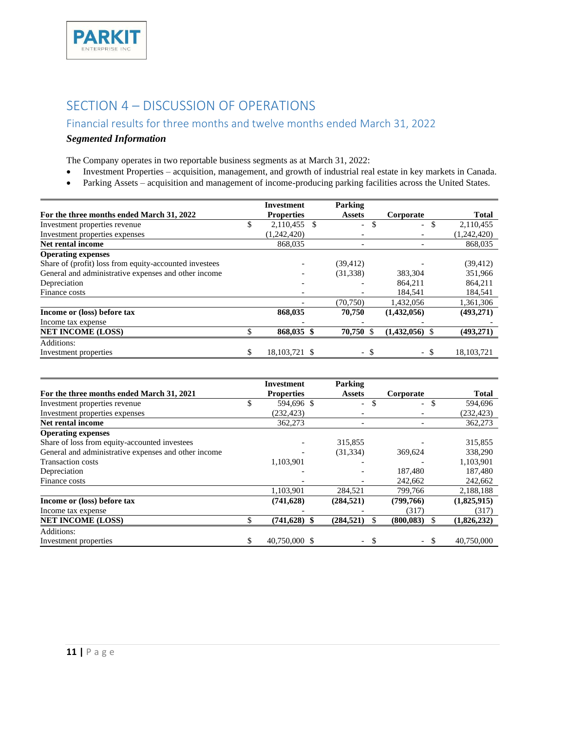# SECTION 4 – DISCUSSION OF OPERATIONS

## Financial results for three months and twelve months ended March 31, 2022

### *Segmented Information*

The Company operates in two reportable business segments as at March 31, 2022:

- Investment Properties – acquisition, management, and growth of industrial real estate in key markets in Canada.
- Parking Assets – acquisition and management of income-producing parking facilities across the United States.

| For the three months ended March 31, 2022 | Investment Properties | Parking Assets | Corporate | Total |
|---|---|---|---|---|
| Investment properties revenue | $ 2,110,455 | $ - | $ - | $ 2,110,455 |
| Investment properties expenses | (1,242,420) | - | - | (1,242,420) |
| **Net rental income** | 868,035 | - | - | 868,035 |
| **Operating expenses** | | | | |
| Share of (profit) loss from equity-accounted investees | - | (39,412) | - | (39,412) |
| General and administrative expenses and other income | - | (31,338) | 383,304 | 351,966 |
| Depreciation | - | - | 864,211 | 864,211 |
| Finance costs | - | - | 184,541 | 184,541 |
| | - | (70,750) | 1,432,056 | 1,361,306 |
| **Income or (loss) before tax** | **868,035** | **70,750** | **(1,432,056)** | **(493,271)** |
| Income tax expense | - | - | - | - |
| **NET INCOME (LOSS)** | **$ 868,035** | **$ 70,750** | **$ (1,432,056)** | **$ (493,271)** |
| Additions: | | | | |
| Investment properties | $ 18,103,721 | $ - | $ - | $ 18,103,721 |

| For the three months ended March 31, 2021 | Investment Properties | Parking Assets | Corporate | Total |
|---|---|---|---|---|
| Investment properties revenue | $ 594,696 | $ - | $ - | $ 594,696 |
| Investment properties expenses | (232,423) | - | - | (232,423) |
| **Net rental income** | 362,273 | - | - | 362,273 |
| **Operating expenses** | | | | |
| Share of loss from equity-accounted investees | - | 315,855 | - | 315,855 |
| General and administrative expenses and other income | - | (31,334) | 369,624 | 338,290 |
| Transaction costs | 1,103,901 | - | - | 1,103,901 |
| Depreciation | - | - | 187,480 | 187,480 |
| Finance costs | - | - | 242,662 | 242,662 |
| | 1,103,901 | 284,521 | 799,766 | 2,188,188 |
| **Income or (loss) before tax** | **(741,628)** | **(284,521)** | **(799,766)** | **(1,825,915)** |
| Income tax expense | - | - | (317) | (317) |
| **NET INCOME (LOSS)** | **$ (741,628)** | **$ (284,521)** | **$ (800,083)** | **$ (1,826,232)** |
| Additions: | | | | |
| Investment properties | $ 40,750,000 | $ - | $ - | $ 40,750,000 |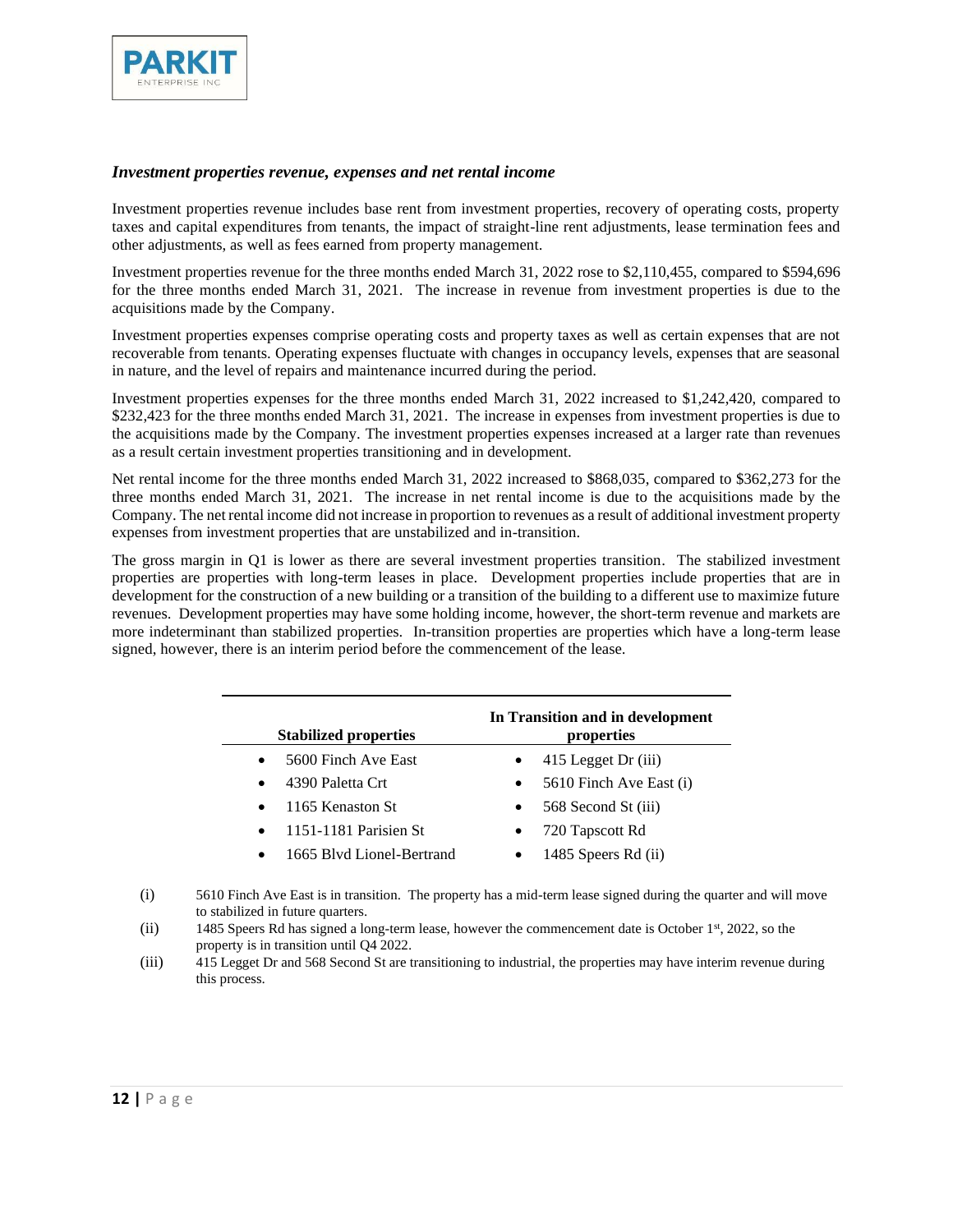### *Investment properties revenue, expenses and net rental income*

Investment properties revenue includes base rent from investment properties, recovery of operating costs, property taxes and capital expenditures from tenants, the impact of straight-line rent adjustments, lease termination fees and other adjustments, as well as fees earned from property management.

Investment properties revenue for the three months ended March 31, 2022 rose to $2,110,455, compared to $594,696 for the three months ended March 31, 2021. The increase in revenue from investment properties is due to the acquisitions made by the Company.

Investment properties expenses comprise operating costs and property taxes as well as certain expenses that are not recoverable from tenants. Operating expenses fluctuate with changes in occupancy levels, expenses that are seasonal in nature, and the level of repairs and maintenance incurred during the period.

Investment properties expenses for the three months ended March 31, 2022 increased to $1,242,420, compared to $232,423 for the three months ended March 31, 2021. The increase in expenses from investment properties is due to the acquisitions made by the Company. The investment properties expenses increased at a larger rate than revenues as a result certain investment properties transitioning and in development.

Net rental income for the three months ended March 31, 2022 increased to $868,035, compared to $362,273 for the three months ended March 31, 2021. The increase in net rental income is due to the acquisitions made by the Company. The net rental income did not increase in proportion to revenues as a result of additional investment property expenses from investment properties that are unstabilized and in-transition.

The gross margin in Q1 is lower as there are several investment properties transition. The stabilized investment properties are properties with long-term leases in place. Development properties include properties that are in development for the construction of a new building or a transition of the building to a different use to maximize future revenues. Development properties may have some holding income, however, the short-term revenue and markets are more indeterminant than stabilized properties. In-transition properties are properties which have a long-term lease signed, however, there is an interim period before the commencement of the lease.

| Stabilized properties | In Transition and in development properties |
|---|---|
| • 5600 Finch Ave East | • 415 Legget Dr (iii) |
| • 4390 Paletta Crt | • 5610 Finch Ave East (i) |
| • 1165 Kenaston St | • 568 Second St (iii) |
| • 1151-1181 Parisien St | • 720 Tapscott Rd |
| • 1665 Blvd Lionel-Bertrand | • 1485 Speers Rd (ii) |

(i) 5610 Finch Ave East is in transition. The property has a mid-term lease signed during the quarter and will move to stabilized in future quarters.

(ii) 1485 Speers Rd has signed a long-term lease, however the commencement date is October 1st, 2022, so the property is in transition until Q4 2022.

(iii) 415 Legget Dr and 568 Second St are transitioning to industrial, the properties may have interim revenue during this process.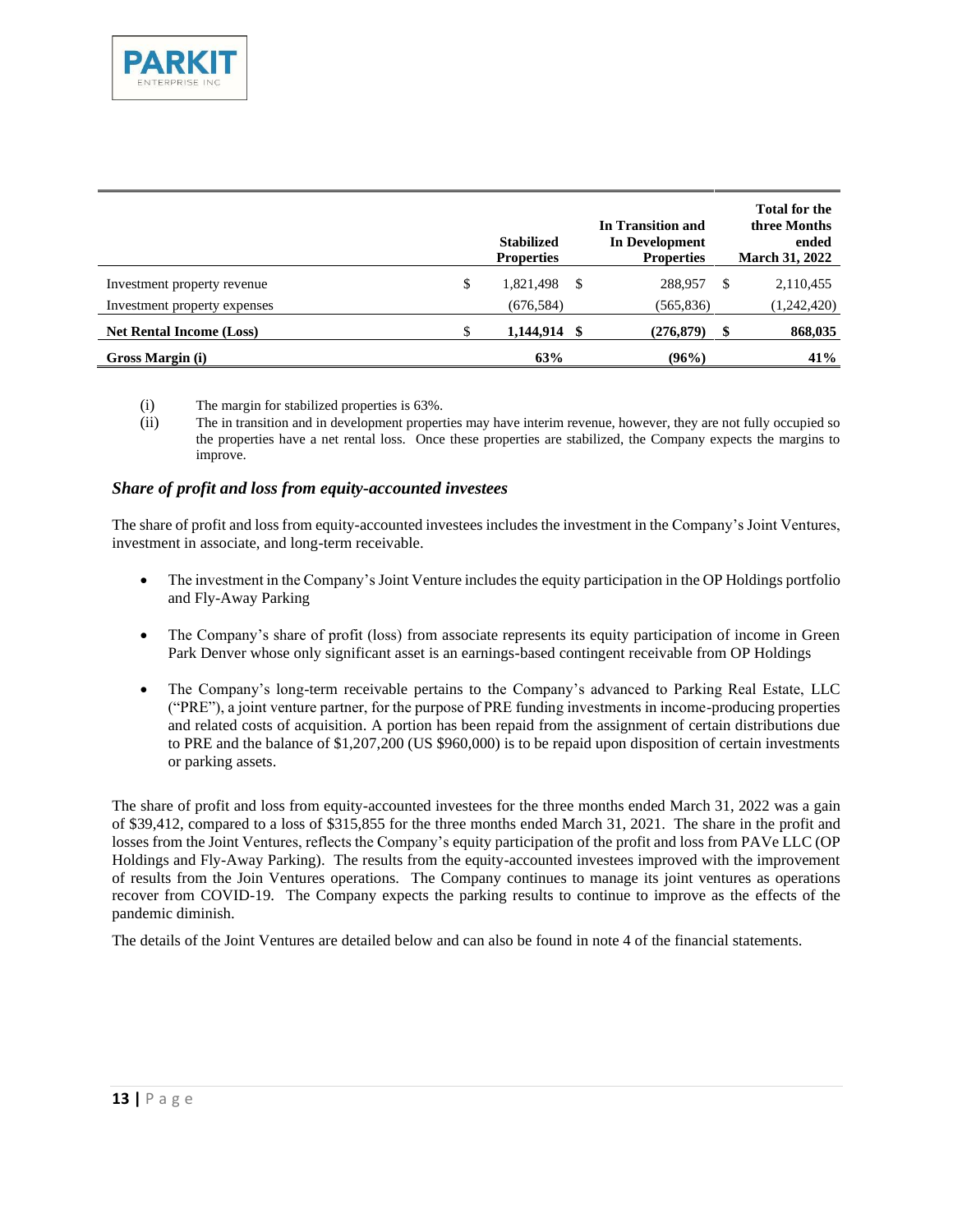| | Stabilized Properties | In Transition and In Development Properties | Total for the three Months ended March 31, 2022 |
|---|---|---|---|
| Investment property revenue | $ 1,821,498 | $ 288,957 | $ 2,110,455 |
| Investment property expenses | (676,584) | (565,836) | (1,242,420) |
| **Net Rental Income (Loss)** | **$ 1,144,914** | **$ (276,879)** | **$ 868,035** |
| **Gross Margin (i)** | **63%** | **(96%)** | **41%** |

(i) The margin for stabilized properties is 63%.

(ii) The in transition and in development properties may have interim revenue, however, they are not fully occupied so the properties have a net rental loss. Once these properties are stabilized, the Company expects the margins to improve.

### *Share of profit and loss from equity-accounted investees*

The share of profit and loss from equity-accounted investees includes the investment in the Company's Joint Ventures, investment in associate, and long-term receivable.

- The investment in the Company's Joint Venture includes the equity participation in the OP Holdings portfolio and Fly-Away Parking
- The Company's share of profit (loss) from associate represents its equity participation of income in Green Park Denver whose only significant asset is an earnings-based contingent receivable from OP Holdings
- The Company's long-term receivable pertains to the Company's advanced to Parking Real Estate, LLC ("PRE"), a joint venture partner, for the purpose of PRE funding investments in income-producing properties and related costs of acquisition. A portion has been repaid from the assignment of certain distributions due to PRE and the balance of $1,207,200 (US $960,000) is to be repaid upon disposition of certain investments or parking assets.

The share of profit and loss from equity-accounted investees for the three months ended March 31, 2022 was a gain of $39,412, compared to a loss of $315,855 for the three months ended March 31, 2021. The share in the profit and losses from the Joint Ventures, reflects the Company's equity participation of the profit and loss from PAVe LLC (OP Holdings and Fly-Away Parking). The results from the equity-accounted investees improved with the improvement of results from the Join Ventures operations. The Company continues to manage its joint ventures as operations recover from COVID-19. The Company expects the parking results to continue to improve as the effects of the pandemic diminish.

The details of the Joint Ventures are detailed below and can also be found in note 4 of the financial statements.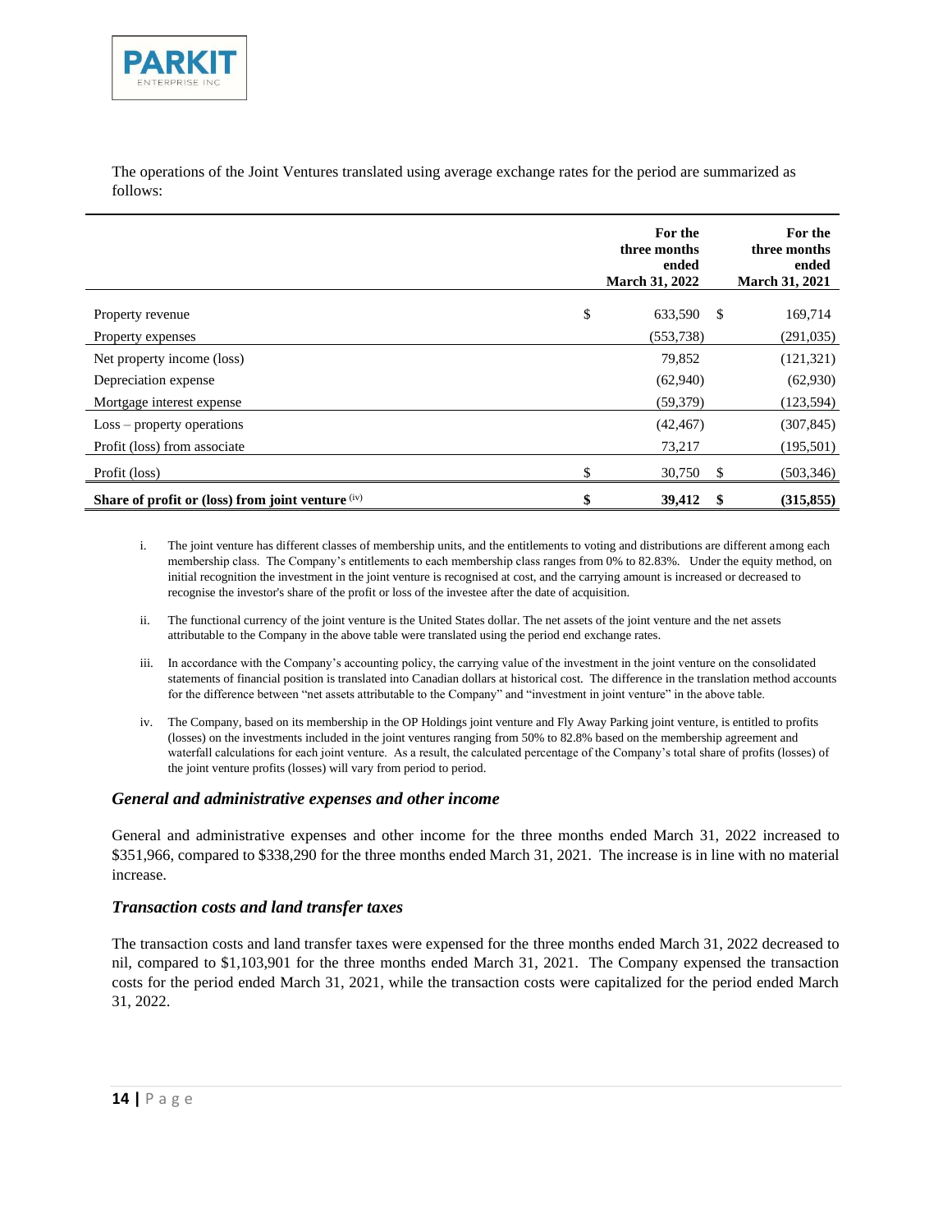The operations of the Joint Ventures translated using average exchange rates for the period are summarized as follows:

| | For the three months ended March 31, 2022 | For the three months ended March 31, 2021 |
|---|---|---|
| Property revenue | $ 633,590 | $ 169,714 |
| Property expenses | (553,738) | (291,035) |
| Net property income (loss) | 79,852 | (121,321) |
| Depreciation expense | (62,940) | (62,930) |
| Mortgage interest expense | (59,379) | (123,594) |
| Loss – property operations | (42,467) | (307,845) |
| Profit (loss) from associate | 73,217 | (195,501) |
| Profit (loss) | $ 30,750 | $ (503,346) |
| **Share of profit or (loss) from joint venture (iv)** | **$ 39,412** | **$ (315,855)** |

i. The joint venture has different classes of membership units, and the entitlements to voting and distributions are different among each membership class. The Company's entitlements to each membership class ranges from 0% to 82.83%. Under the equity method, on initial recognition the investment in the joint venture is recognised at cost, and the carrying amount is increased or decreased to recognise the investor's share of the profit or loss of the investee after the date of acquisition.

ii. The functional currency of the joint venture is the United States dollar. The net assets of the joint venture and the net assets attributable to the Company in the above table were translated using the period end exchange rates.

iii. In accordance with the Company's accounting policy, the carrying value of the investment in the joint venture on the consolidated statements of financial position is translated into Canadian dollars at historical cost. The difference in the translation method accounts for the difference between "net assets attributable to the Company" and "investment in joint venture" in the above table.

iv. The Company, based on its membership in the OP Holdings joint venture and Fly Away Parking joint venture, is entitled to profits (losses) on the investments included in the joint ventures ranging from 50% to 82.8% based on the membership agreement and waterfall calculations for each joint venture. As a result, the calculated percentage of the Company's total share of profits (losses) of the joint venture profits (losses) will vary from period to period.

### *General and administrative expenses and other income*

General and administrative expenses and other income for the three months ended March 31, 2022 increased to $351,966, compared to $338,290 for the three months ended March 31, 2021. The increase is in line with no material increase.

### *Transaction costs and land transfer taxes*

The transaction costs and land transfer taxes were expensed for the three months ended March 31, 2022 decreased to nil, compared to $1,103,901 for the three months ended March 31, 2021. The Company expensed the transaction costs for the period ended March 31, 2021, while the transaction costs were capitalized for the period ended March 31, 2022.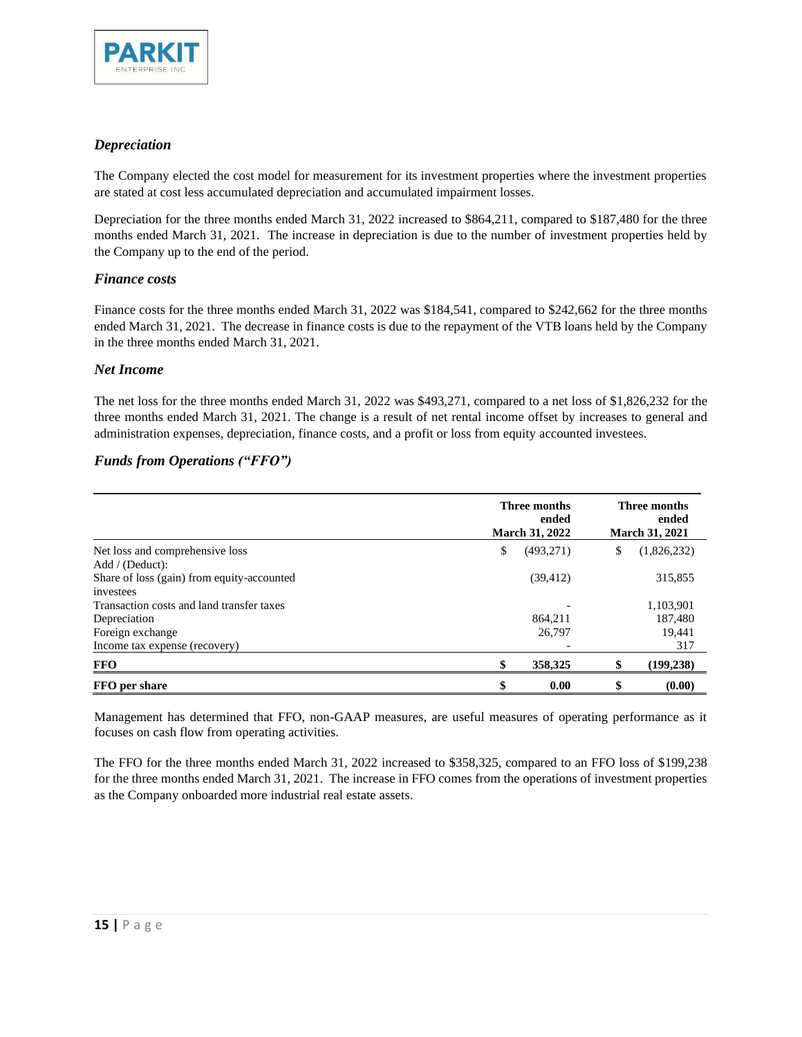### *Depreciation*

The Company elected the cost model for measurement for its investment properties where the investment properties are stated at cost less accumulated depreciation and accumulated impairment losses.

Depreciation for the three months ended March 31, 2022 increased to $864,211, compared to $187,480 for the three months ended March 31, 2021. The increase in depreciation is due to the number of investment properties held by the Company up to the end of the period.

### *Finance costs*

Finance costs for the three months ended March 31, 2022 was $184,541, compared to $242,662 for the three months ended March 31, 2021. The decrease in finance costs is due to the repayment of the VTB loans held by the Company in the three months ended March 31, 2021.

### *Net Income*

The net loss for the three months ended March 31, 2022 was $493,271, compared to a net loss of $1,826,232 for the three months ended March 31, 2021. The change is a result of net rental income offset by increases to general and administration expenses, depreciation, finance costs, and a profit or loss from equity accounted investees.

### *Funds from Operations ("FFO")*

| | Three months ended March 31, 2022 | Three months ended March 31, 2021 |
|---|---|---|
| Net loss and comprehensive loss | $ (493,271) | $ (1,826,232) |
| Add / (Deduct): | | |
| Share of loss (gain) from equity-accounted investees | (39,412) | 315,855 |
| Transaction costs and land transfer taxes | - | 1,103,901 |
| Depreciation | 864,211 | 187,480 |
| Foreign exchange | 26,797 | 19,441 |
| Income tax expense (recovery) | - | 317 |
| **FFO** | **$ 358,325** | **$ (199,238)** |
| **FFO per share** | **$ 0.00** | **$ (0.00)** |

Management has determined that FFO, non-GAAP measures, are useful measures of operating performance as it focuses on cash flow from operating activities.

The FFO for the three months ended March 31, 2022 increased to $358,325, compared to an FFO loss of $199,238 for the three months ended March 31, 2021. The increase in FFO comes from the operations of investment properties as the Company onboarded more industrial real estate assets.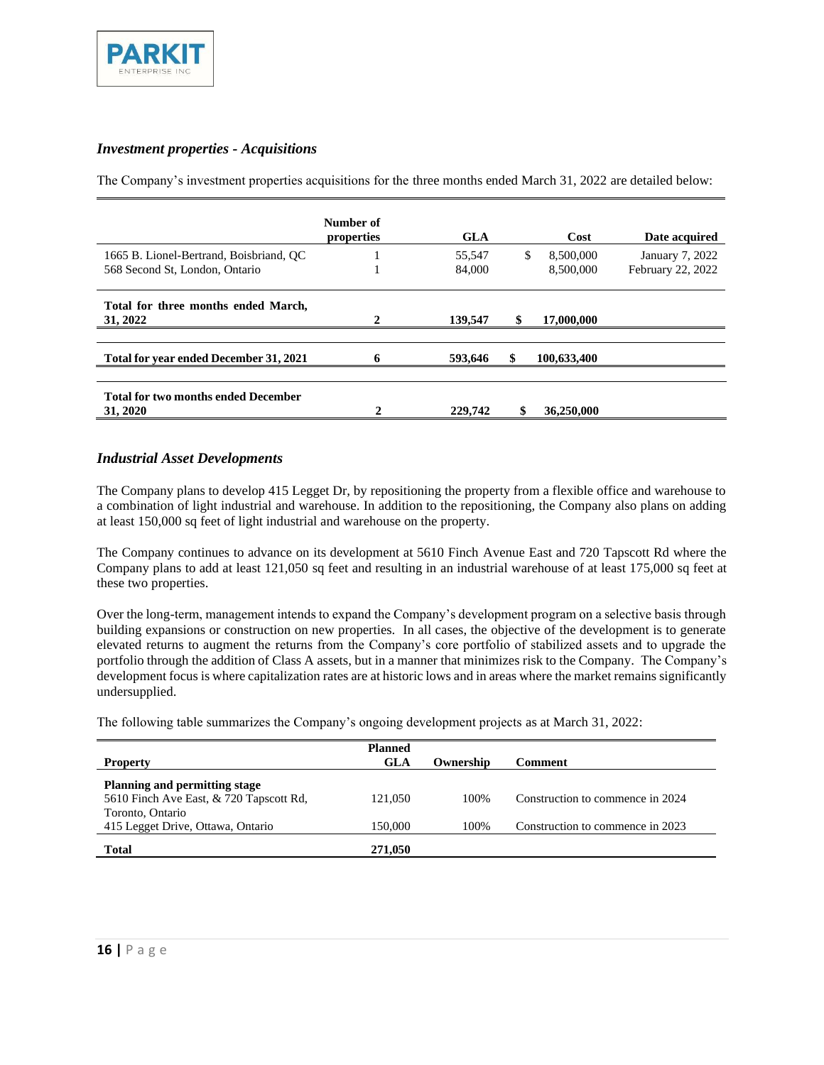### *Investment properties - Acquisitions*

The Company's investment properties acquisitions for the three months ended March 31, 2022 are detailed below:

| | Number of properties | GLA | Cost | Date acquired |
|---|---|---|---|---|
| 1665 B. Lionel-Bertrand, Boisbriand, QC | 1 | 55,547 | $ 8,500,000 | January 7, 2022 |
| 568 Second St, London, Ontario | 1 | 84,000 | 8,500,000 | February 22, 2022 |
| **Total for three months ended March, 31, 2022** | **2** | **139,547** | **$ 17,000,000** | |
| **Total for year ended December 31, 2021** | **6** | **593,646** | **$ 100,633,400** | |
| **Total for two months ended December 31, 2020** | **2** | **229,742** | **$ 36,250,000** | |

### *Industrial Asset Developments*

The Company plans to develop 415 Legget Dr, by repositioning the property from a flexible office and warehouse to a combination of light industrial and warehouse. In addition to the repositioning, the Company also plans on adding at least 150,000 sq feet of light industrial and warehouse on the property.

The Company continues to advance on its development at 5610 Finch Avenue East and 720 Tapscott Rd where the Company plans to add at least 121,050 sq feet and resulting in an industrial warehouse of at least 175,000 sq feet at these two properties.

Over the long-term, management intends to expand the Company's development program on a selective basis through building expansions or construction on new properties. In all cases, the objective of the development is to generate elevated returns to augment the returns from the Company's core portfolio of stabilized assets and to upgrade the portfolio through the addition of Class A assets, but in a manner that minimizes risk to the Company. The Company's development focus is where capitalization rates are at historic lows and in areas where the market remains significantly undersupplied.

The following table summarizes the Company's ongoing development projects as at March 31, 2022:

| Property | Planned GLA | Ownership | Comment |
|---|---|---|---|
| **Planning and permitting stage** | | | |
| 5610 Finch Ave East, & 720 Tapscott Rd, Toronto, Ontario | 121,050 | 100% | Construction to commence in 2024 |
| 415 Legget Drive, Ottawa, Ontario | 150,000 | 100% | Construction to commence in 2023 |
| **Total** | **271,050** | | |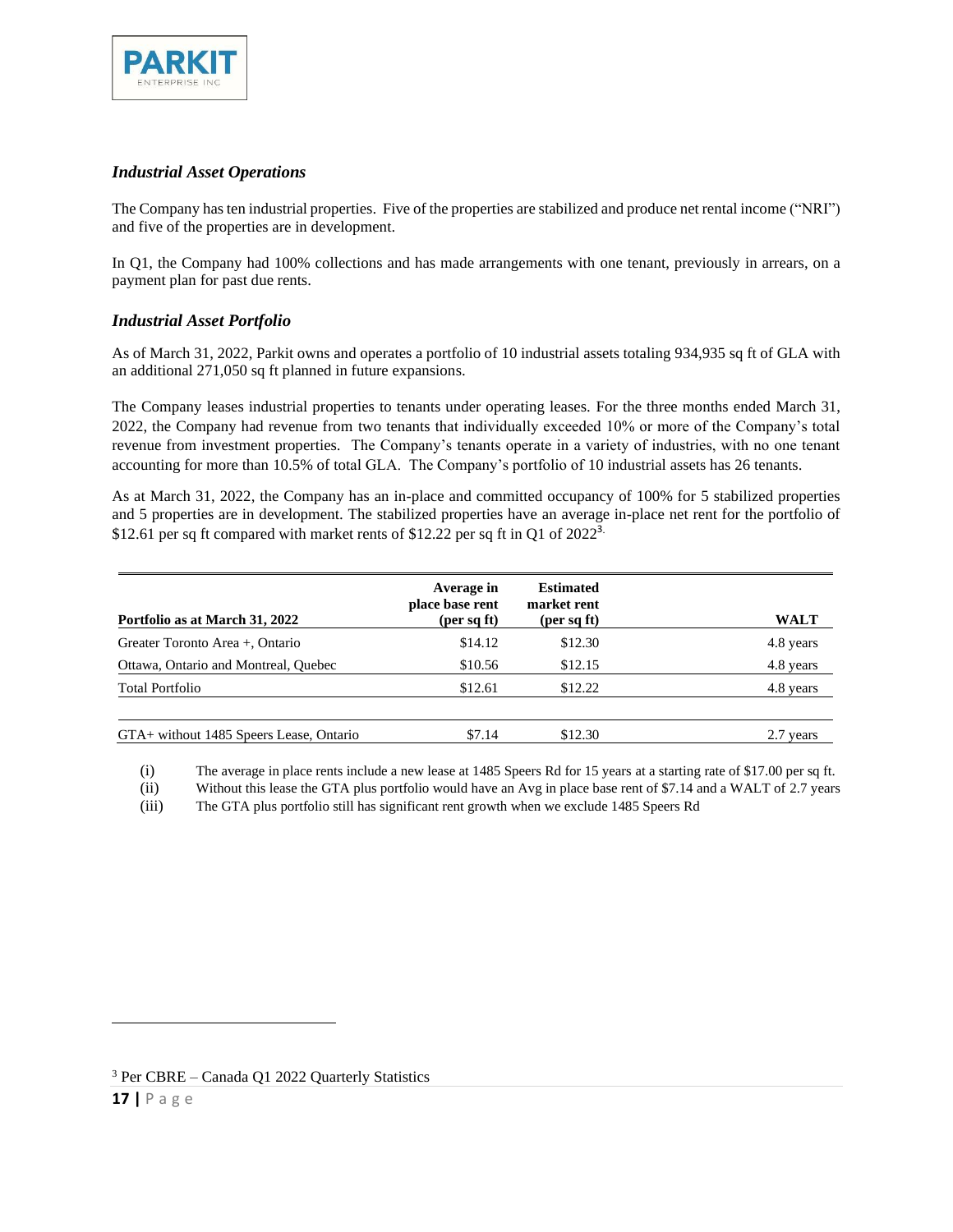### *Industrial Asset Operations*

The Company has ten industrial properties. Five of the properties are stabilized and produce net rental income ("NRI") and five of the properties are in development.

In Q1, the Company had 100% collections and has made arrangements with one tenant, previously in arrears, on a payment plan for past due rents.

### *Industrial Asset Portfolio*

As of March 31, 2022, Parkit owns and operates a portfolio of 10 industrial assets totaling 934,935 sq ft of GLA with an additional 271,050 sq ft planned in future expansions.

The Company leases industrial properties to tenants under operating leases. For the three months ended March 31, 2022, the Company had revenue from two tenants that individually exceeded 10% or more of the Company's total revenue from investment properties. The Company's tenants operate in a variety of industries, with no one tenant accounting for more than 10.5% of total GLA. The Company's portfolio of 10 industrial assets has 26 tenants.

As at March 31, 2022, the Company has an in-place and committed occupancy of 100% for 5 stabilized properties and 5 properties are in development. The stabilized properties have an average in-place net rent for the portfolio of $12.61 per sq ft compared with market rents of $12.22 per sq ft in Q1 of 2022[3].

| Portfolio as at March 31, 2022 | Average in place base rent (per sq ft) | Estimated market rent (per sq ft) | WALT |
|---|---|---|---|
| Greater Toronto Area +, Ontario | $14.12 | $12.30 | 4.8 years |
| Ottawa, Ontario and Montreal, Quebec | $10.56 | $12.15 | 4.8 years |
| Total Portfolio | $12.61 | $12.22 | 4.8 years |
| | | | |
| GTA+ without 1485 Speers Lease, Ontario | $7.14 | $12.30 | 2.7 years |

(i) The average in place rents include a new lease at 1485 Speers Rd for 15 years at a starting rate of $17.00 per sq ft.

(ii) Without this lease the GTA plus portfolio would have an Avg in place base rent of $7.14 and a WALT of 2.7 years

(iii) The GTA plus portfolio still has significant rent growth when we exclude 1485 Speers Rd

[3] Per CBRE – Canada Q1 2022 Quarterly Statistics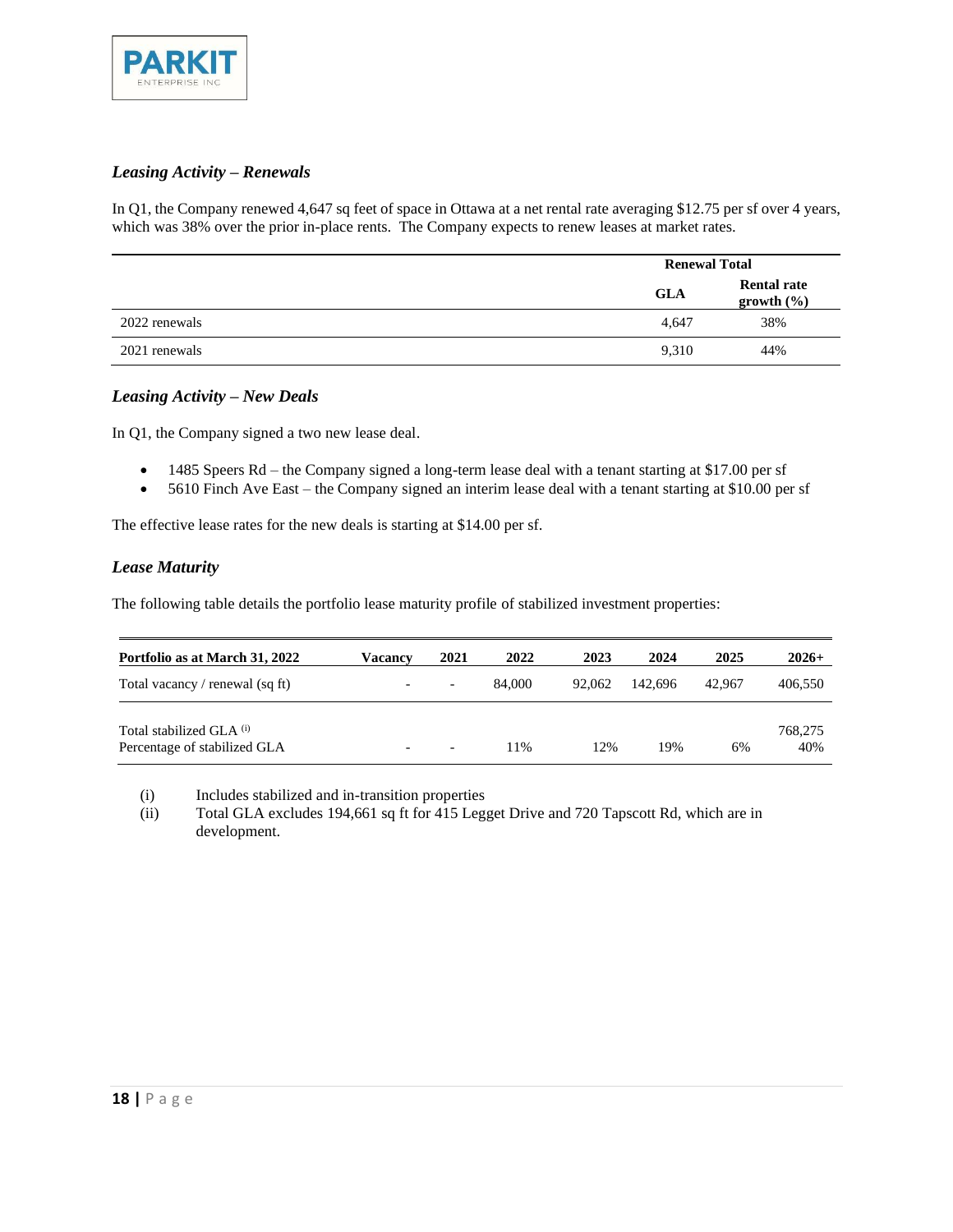### *Leasing Activity – Renewals*

In Q1, the Company renewed 4,647 sq feet of space in Ottawa at a net rental rate averaging $12.75 per sf over 4 years, which was 38% over the prior in-place rents. The Company expects to renew leases at market rates.

| | Renewal Total | |
|---|---|---|
| | **GLA** | **Rental rate growth (%)** |
| 2022 renewals | 4,647 | 38% |
| 2021 renewals | 9,310 | 44% |

### *Leasing Activity – New Deals*

In Q1, the Company signed a two new lease deal.

- 1485 Speers Rd – the Company signed a long-term lease deal with a tenant starting at $17.00 per sf
- 5610 Finch Ave East – the Company signed an interim lease deal with a tenant starting at $10.00 per sf

The effective lease rates for the new deals is starting at $14.00 per sf.

### *Lease Maturity*

The following table details the portfolio lease maturity profile of stabilized investment properties:

| Portfolio as at March 31, 2022 | Vacancy | 2021 | 2022 | 2023 | 2024 | 2025 | 2026+ |
|---|---|---|---|---|---|---|---|
| Total vacancy / renewal (sq ft) | - | - | 84,000 | 92,062 | 142,696 | 42,967 | 406,550 |
| Total stabilized GLA [(i)] | | | | | | | 768,275 |
| Percentage of stabilized GLA | - | - | 11% | 12% | 19% | 6% | 40% |

(i) Includes stabilized and in-transition properties

(ii) Total GLA excludes 194,661 sq ft for 415 Legget Drive and 720 Tapscott Rd, which are in development.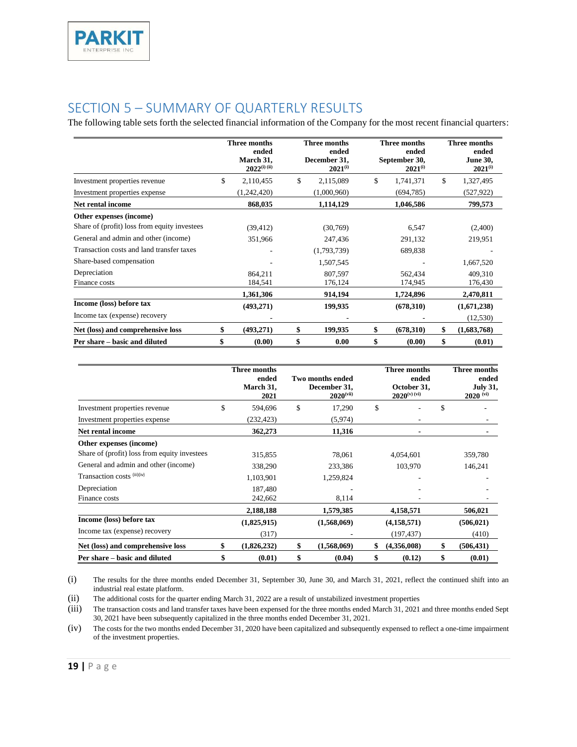## SECTION 5 – SUMMARY OF QUARTERLY RESULTS

The following table sets forth the selected financial information of the Company for the most recent financial quarters:

| | Three months ended March 31, 2022(i) (ii) | Three months ended December 31, 2021(i) | Three months ended September 30, 2021(i) | Three months ended June 30, 2021(i) |
|---|---|---|---|---|
| Investment properties revenue | $ 2,110,455 | $ 2,115,089 | $ 1,741,371 | $ 1,327,495 |
| Investment properties expense | (1,242,420) | (1,000,960) | (694,785) | (527,922) |
| **Net rental income** | **868,035** | **1,114,129** | **1,046,586** | **799,573** |
| **Other expenses (income)** | | | | |
| Share of (profit) loss from equity investees | (39,412) | (30,769) | 6,547 | (2,400) |
| General and admin and other (income) | 351,966 | 247,436 | 291,132 | 219,951 |
| Transaction costs and land transfer taxes | - | (1,793,739) | 689,838 | - |
| Share-based compensation | - | 1,507,545 | - | 1,667,520 |
| Depreciation | 864,211 | 807,597 | 562,434 | 409,310 |
| Finance costs | 184,541 | 176,124 | 174,945 | 176,430 |
| | **1,361,306** | **914,194** | **1,724,896** | **2,470,811** |
| **Income (loss) before tax** | **(493,271)** | **199,935** | **(678,310)** | **(1,671,238)** |
| Income tax (expense) recovery | - | - | - | (12,530) |
| **Net (loss) and comprehensive loss** | **$ (493,271)** | **$ 199,935** | **$ (678,310)** | **$ (1,683,768)** |
| **Per share – basic and diluted** | **$ (0.00)** | **$ 0.00** | **$ (0.00)** | **$ (0.01)** |

| | Three months ended March 31, 2021 | Two months ended December 31, 2020(vii) | Three months ended October 31, 2020(v) (vi) | Three months ended July 31, 2020 (vi) |
|---|---|---|---|---|
| Investment properties revenue | $ 594,696 | $ 17,290 | $ - | $ - |
| Investment properties expense | (232,423) | (5,974) | - | - |
| **Net rental income** | **362,273** | **11,316** | **-** | **-** |
| **Other expenses (income)** | | | | |
| Share of (profit) loss from equity investees | 315,855 | 78,061 | 4,054,601 | 359,780 |
| General and admin and other (income) | 338,290 | 233,386 | 103,970 | 146,241 |
| Transaction costs (iii)(iv) | 1,103,901 | 1,259,824 | - | - |
| Depreciation | 187,480 | - | - | - |
| Finance costs | 242,662 | 8,114 | - | - |
| | **2,188,188** | **1,579,385** | **4,158,571** | **506,021** |
| **Income (loss) before tax** | **(1,825,915)** | **(1,568,069)** | **(4,158,571)** | **(506,021)** |
| Income tax (expense) recovery | (317) | - | (197,437) | (410) |
| **Net (loss) and comprehensive loss** | **$ (1,826,232)** | **$ (1,568,069)** | **$ (4,356,008)** | **$ (506,431)** |
| **Per share – basic and diluted** | **$ (0.01)** | **$ (0.04)** | **$ (0.12)** | **$ (0.01)** |

(i) The results for the three months ended December 31, September 30, June 30, and March 31, 2021, reflect the continued shift into an industrial real estate platform.

(ii) The additional costs for the quarter ending March 31, 2022 are a result of unstabilized investment properties

(iii) The transaction costs and land transfer taxes have been expensed for the three months ended March 31, 2021 and three months ended Sept 30, 2021 have been subsequently capitalized in the three months ended December 31, 2021.

(iv) The costs for the two months ended December 31, 2020 have been capitalized and subsequently expensed to reflect a one-time impairment of the investment properties.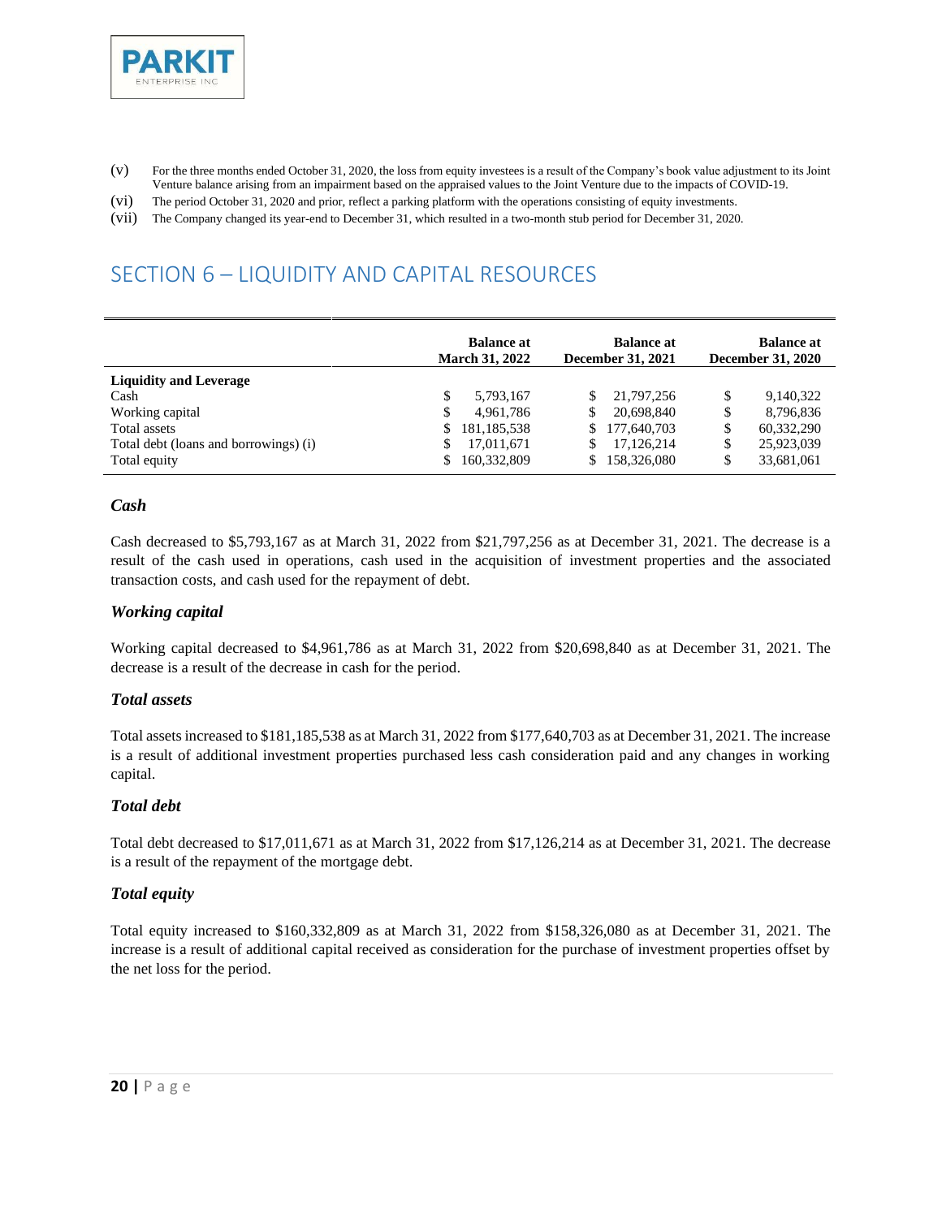(v) For the three months ended October 31, 2020, the loss from equity investees is a result of the Company's book value adjustment to its Joint Venture balance arising from an impairment based on the appraised values to the Joint Venture due to the impacts of COVID-19.

(vi) The period October 31, 2020 and prior, reflect a parking platform with the operations consisting of equity investments.

(vii) The Company changed its year-end to December 31, which resulted in a two-month stub period for December 31, 2020.

## SECTION 6 – LIQUIDITY AND CAPITAL RESOURCES

| | Balance at March 31, 2022 | Balance at December 31, 2021 | Balance at December 31, 2020 |
|---|---|---|---|
| **Liquidity and Leverage** | | | |
| Cash | $ 5,793,167 | $ 21,797,256 | $ 9,140,322 |
| Working capital | $ 4,961,786 | $ 20,698,840 | $ 8,796,836 |
| Total assets | $ 181,185,538 | $ 177,640,703 | $ 60,332,290 |
| Total debt (loans and borrowings) (i) | $ 17,011,671 | $ 17,126,214 | $ 25,923,039 |
| Total equity | $ 160,332,809 | $ 158,326,080 | $ 33,681,061 |

### *Cash*

Cash decreased to $5,793,167 as at March 31, 2022 from $21,797,256 as at December 31, 2021. The decrease is a result of the cash used in operations, cash used in the acquisition of investment properties and the associated transaction costs, and cash used for the repayment of debt.

### *Working capital*

Working capital decreased to $4,961,786 as at March 31, 2022 from $20,698,840 as at December 31, 2021. The decrease is a result of the decrease in cash for the period.

### *Total assets*

Total assets increased to $181,185,538 as at March 31, 2022 from $177,640,703 as at December 31, 2021. The increase is a result of additional investment properties purchased less cash consideration paid and any changes in working capital.

### *Total debt*

Total debt decreased to $17,011,671 as at March 31, 2022 from $17,126,214 as at December 31, 2021. The decrease is a result of the repayment of the mortgage debt.

### *Total equity*

Total equity increased to $160,332,809 as at March 31, 2022 from $158,326,080 as at December 31, 2021. The increase is a result of additional capital received as consideration for the purchase of investment properties offset by the net loss for the period.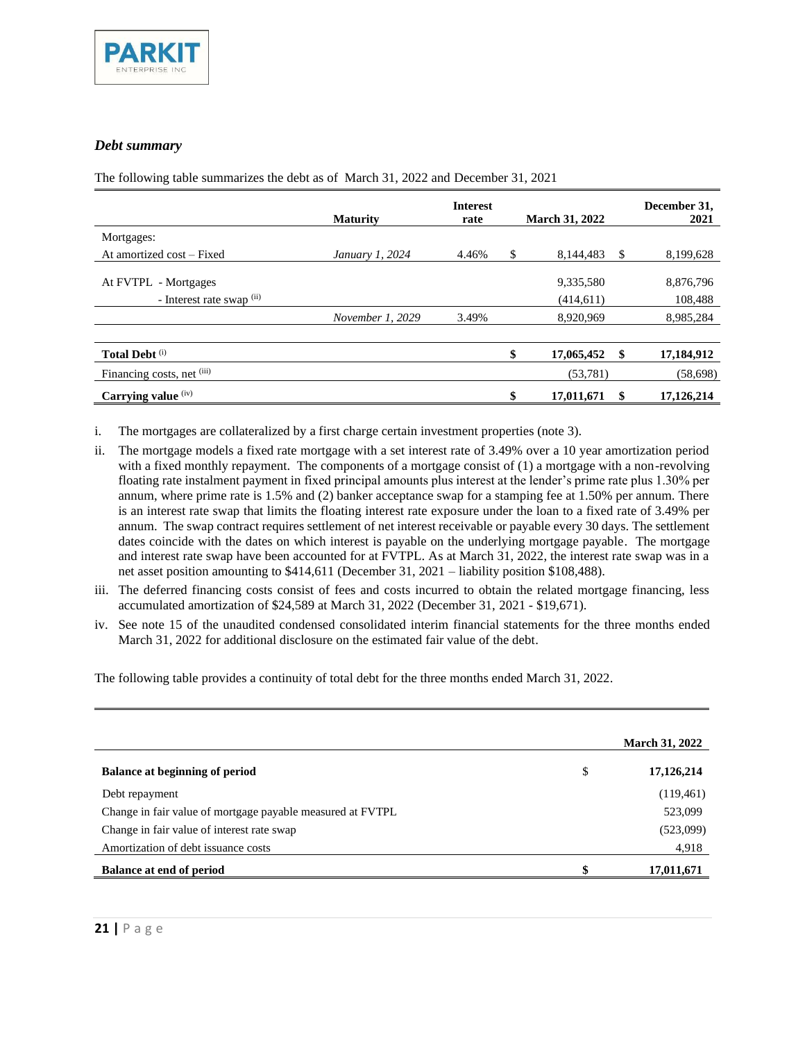### *Debt summary*

The following table summarizes the debt as of March 31, 2022 and December 31, 2021

| | Maturity | Interest rate | | March 31, 2022 | | December 31, 2021 |
|---|---|---|---|---|---|---|
| Mortgages: | | | | | | |
| At amortized cost – Fixed | *January 1, 2024* | 4.46% | $ | 8,144,483 | $ | 8,199,628 |
| At FVTPL - Mortgages | | | | 9,335,580 | | 8,876,796 |
| - Interest rate swap (ii) | | | | (414,611) | | 108,488 |
| | *November 1, 2029* | 3.49% | | 8,920,969 | | 8,985,284 |
| **Total Debt** (i) | | | **$** | **17,065,452** | **$** | **17,184,912** |
| Financing costs, net (iii) | | | | (53,781) | | (58,698) |
| **Carrying value** (iv) | | | **$** | **17,011,671** | **$** | **17,126,214** |

i. The mortgages are collateralized by a first charge certain investment properties (note 3).

ii. The mortgage models a fixed rate mortgage with a set interest rate of 3.49% over a 10 year amortization period with a fixed monthly repayment. The components of a mortgage consist of (1) a mortgage with a non-revolving floating rate instalment payment in fixed principal amounts plus interest at the lender's prime rate plus 1.30% per annum, where prime rate is 1.5% and (2) banker acceptance swap for a stamping fee at 1.50% per annum. There is an interest rate swap that limits the floating interest rate exposure under the loan to a fixed rate of 3.49% per annum. The swap contract requires settlement of net interest receivable or payable every 30 days. The settlement dates coincide with the dates on which interest is payable on the underlying mortgage payable. The mortgage and interest rate swap have been accounted for at FVTPL. As at March 31, 2022, the interest rate swap was in a net asset position amounting to $414,611 (December 31, 2021 – liability position $108,488).

iii. The deferred financing costs consist of fees and costs incurred to obtain the related mortgage financing, less accumulated amortization of $24,589 at March 31, 2022 (December 31, 2021 - $19,671).

iv. See note 15 of the unaudited condensed consolidated interim financial statements for the three months ended March 31, 2022 for additional disclosure on the estimated fair value of the debt.

The following table provides a continuity of total debt for the three months ended March 31, 2022.

| | | March 31, 2022 |
|---|---|---|
| **Balance at beginning of period** | $ | **17,126,214** |
| Debt repayment | | (119,461) |
| Change in fair value of mortgage payable measured at FVTPL | | 523,099 |
| Change in fair value of interest rate swap | | (523,099) |
| Amortization of debt issuance costs | | 4,918 |
| **Balance at end of period** | **$** | **17,011,671** |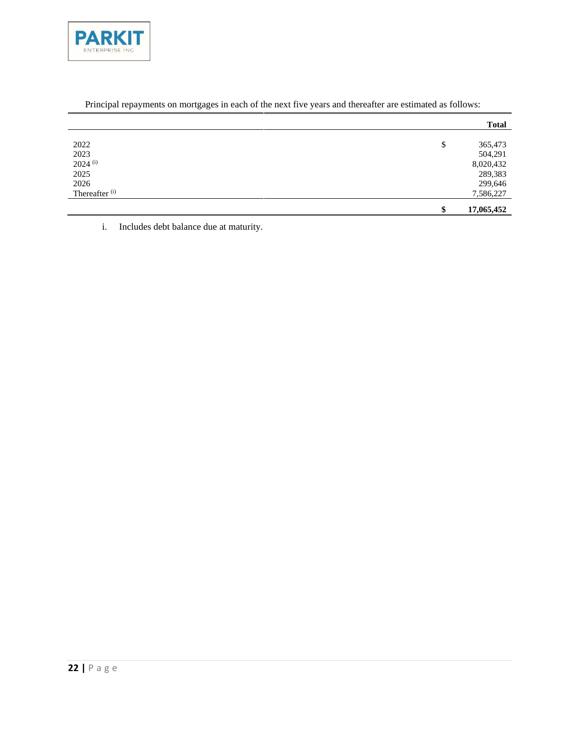Principal repayments on mortgages in each of the next five years and thereafter are estimated as follows:

| | | Total |
|---|---|---|
| 2022 | $ | 365,473 |
| 2023 | | 504,291 |
| 2024 (i) | | 8,020,432 |
| 2025 | | 289,383 |
| 2026 | | 299,646 |
| Thereafter (i) | | 7,586,227 |
| | **$** | **17,065,452** |

i. Includes debt balance due at maturity.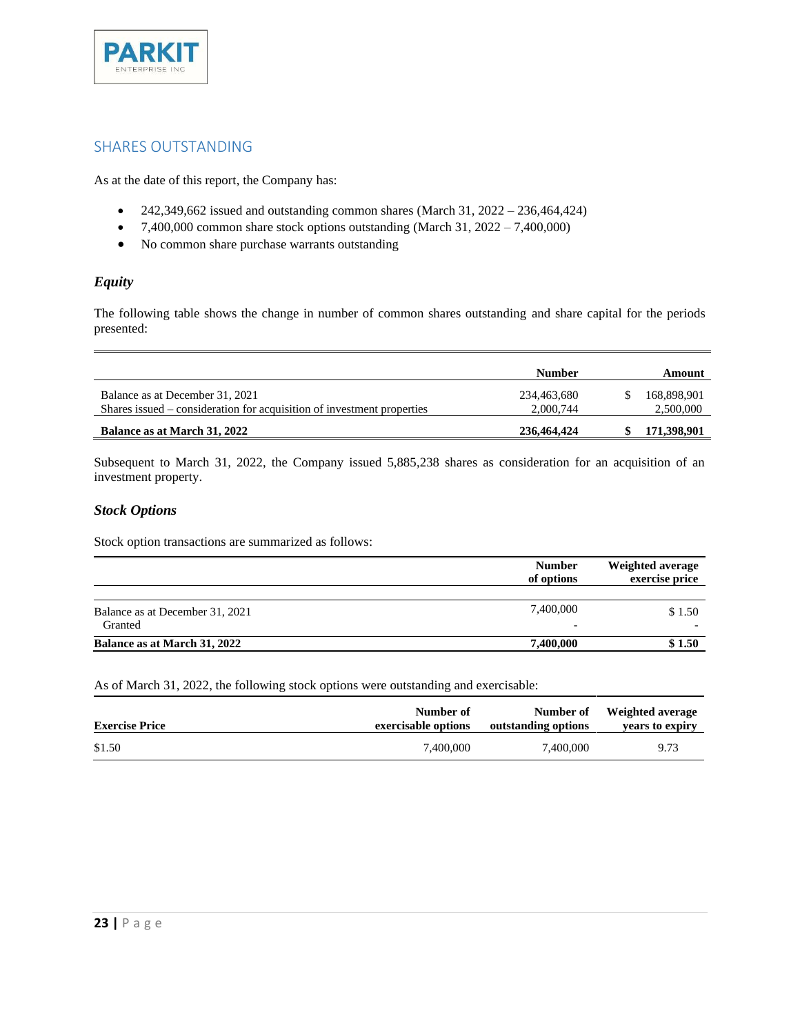## SHARES OUTSTANDING

As at the date of this report, the Company has:

- 242,349,662 issued and outstanding common shares (March 31, 2022 – 236,464,424)
- 7,400,000 common share stock options outstanding (March 31, 2022 – 7,400,000)
- No common share purchase warrants outstanding

### *Equity*

The following table shows the change in number of common shares outstanding and share capital for the periods presented:

| | Number | Amount |
|---|---|---|
| Balance as at December 31, 2021 | 234,463,680 | $ 168,898,901 |
| Shares issued – consideration for acquisition of investment properties | 2,000,744 | 2,500,000 |
| **Balance as at March 31, 2022** | **236,464,424** | **$ 171,398,901** |

Subsequent to March 31, 2022, the Company issued 5,885,238 shares as consideration for an acquisition of an investment property.

### *Stock Options*

Stock option transactions are summarized as follows:

| | Number of options | Weighted average exercise price |
|---|---|---|
| Balance as at December 31, 2021 | 7,400,000 | $ 1.50 |
| Granted | - | - |
| **Balance as at March 31, 2022** | **7,400,000** | **$ 1.50** |

As of March 31, 2022, the following stock options were outstanding and exercisable:

| Exercise Price | Number of exercisable options | Number of outstanding options | Weighted average years to expiry |
|---|---|---|---|
| $1.50 | 7,400,000 | 7,400,000 | 9.73 |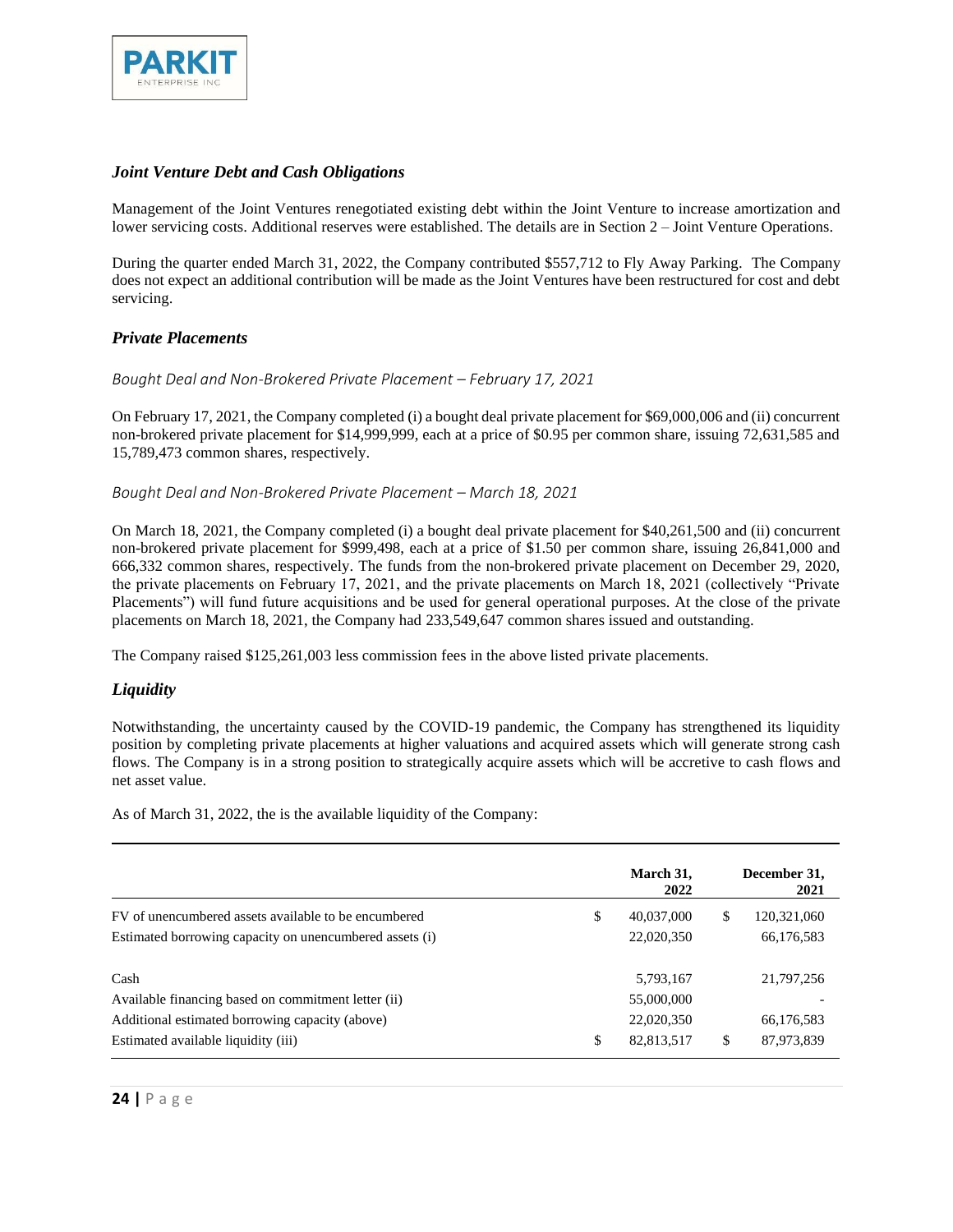### *Joint Venture Debt and Cash Obligations*

Management of the Joint Ventures renegotiated existing debt within the Joint Venture to increase amortization and lower servicing costs. Additional reserves were established. The details are in Section 2 – Joint Venture Operations.

During the quarter ended March 31, 2022, the Company contributed $557,712 to Fly Away Parking. The Company does not expect an additional contribution will be made as the Joint Ventures have been restructured for cost and debt servicing.

### *Private Placements*

*Bought Deal and Non-Brokered Private Placement – February 17, 2021*

On February 17, 2021, the Company completed (i) a bought deal private placement for $69,000,006 and (ii) concurrent non-brokered private placement for $14,999,999, each at a price of $0.95 per common share, issuing 72,631,585 and 15,789,473 common shares, respectively.

*Bought Deal and Non-Brokered Private Placement – March 18, 2021*

On March 18, 2021, the Company completed (i) a bought deal private placement for $40,261,500 and (ii) concurrent non-brokered private placement for $999,498, each at a price of $1.50 per common share, issuing 26,841,000 and 666,332 common shares, respectively. The funds from the non-brokered private placement on December 29, 2020, the private placements on February 17, 2021, and the private placements on March 18, 2021 (collectively "Private Placements") will fund future acquisitions and be used for general operational purposes. At the close of the private placements on March 18, 2021, the Company had 233,549,647 common shares issued and outstanding.

The Company raised $125,261,003 less commission fees in the above listed private placements.

### *Liquidity*

Notwithstanding, the uncertainty caused by the COVID-19 pandemic, the Company has strengthened its liquidity position by completing private placements at higher valuations and acquired assets which will generate strong cash flows. The Company is in a strong position to strategically acquire assets which will be accretive to cash flows and net asset value.

As of March 31, 2022, the is the available liquidity of the Company:

| | March 31, 2022 | December 31, 2021 |
|---|---|---|
| FV of unencumbered assets available to be encumbered | $ 40,037,000 | $ 120,321,060 |
| Estimated borrowing capacity on unencumbered assets (i) | 22,020,350 | 66,176,583 |
| | | |
| Cash | 5,793,167 | 21,797,256 |
| Available financing based on commitment letter (ii) | 55,000,000 | - |
| Additional estimated borrowing capacity (above) | 22,020,350 | 66,176,583 |
| Estimated available liquidity (iii) | $ 82,813,517 | $ 87,973,839 |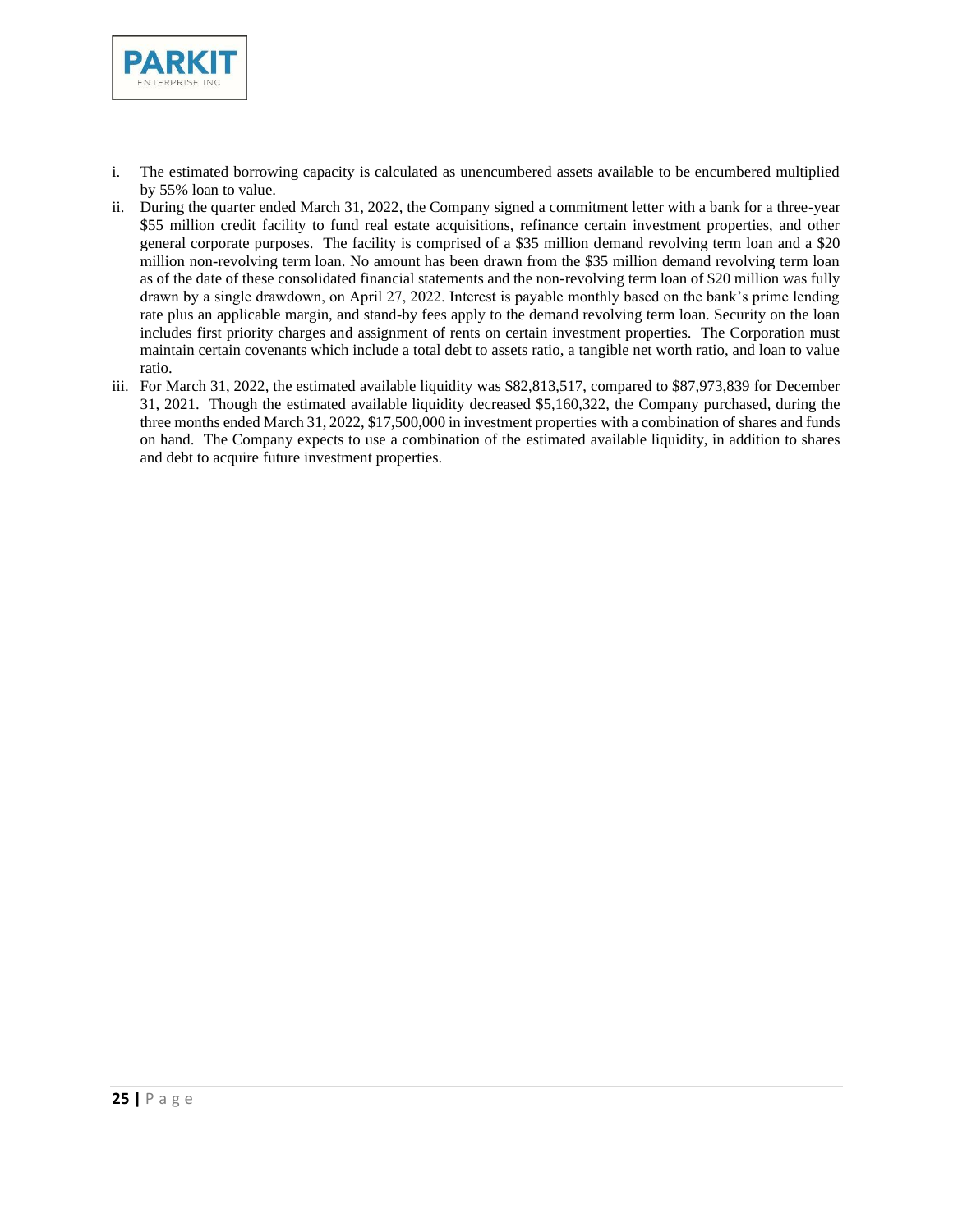i. The estimated borrowing capacity is calculated as unencumbered assets available to be encumbered multiplied by 55% loan to value.

ii. During the quarter ended March 31, 2022, the Company signed a commitment letter with a bank for a three-year $55 million credit facility to fund real estate acquisitions, refinance certain investment properties, and other general corporate purposes. The facility is comprised of a $35 million demand revolving term loan and a $20 million non-revolving term loan. No amount has been drawn from the $35 million demand revolving term loan as of the date of these consolidated financial statements and the non-revolving term loan of $20 million was fully drawn by a single drawdown, on April 27, 2022. Interest is payable monthly based on the bank's prime lending rate plus an applicable margin, and stand-by fees apply to the demand revolving term loan. Security on the loan includes first priority charges and assignment of rents on certain investment properties. The Corporation must maintain certain covenants which include a total debt to assets ratio, a tangible net worth ratio, and loan to value ratio.

iii. For March 31, 2022, the estimated available liquidity was $82,813,517, compared to $87,973,839 for December 31, 2021. Though the estimated available liquidity decreased $5,160,322, the Company purchased, during the three months ended March 31, 2022, $17,500,000 in investment properties with a combination of shares and funds on hand. The Company expects to use a combination of the estimated available liquidity, in addition to shares and debt to acquire future investment properties.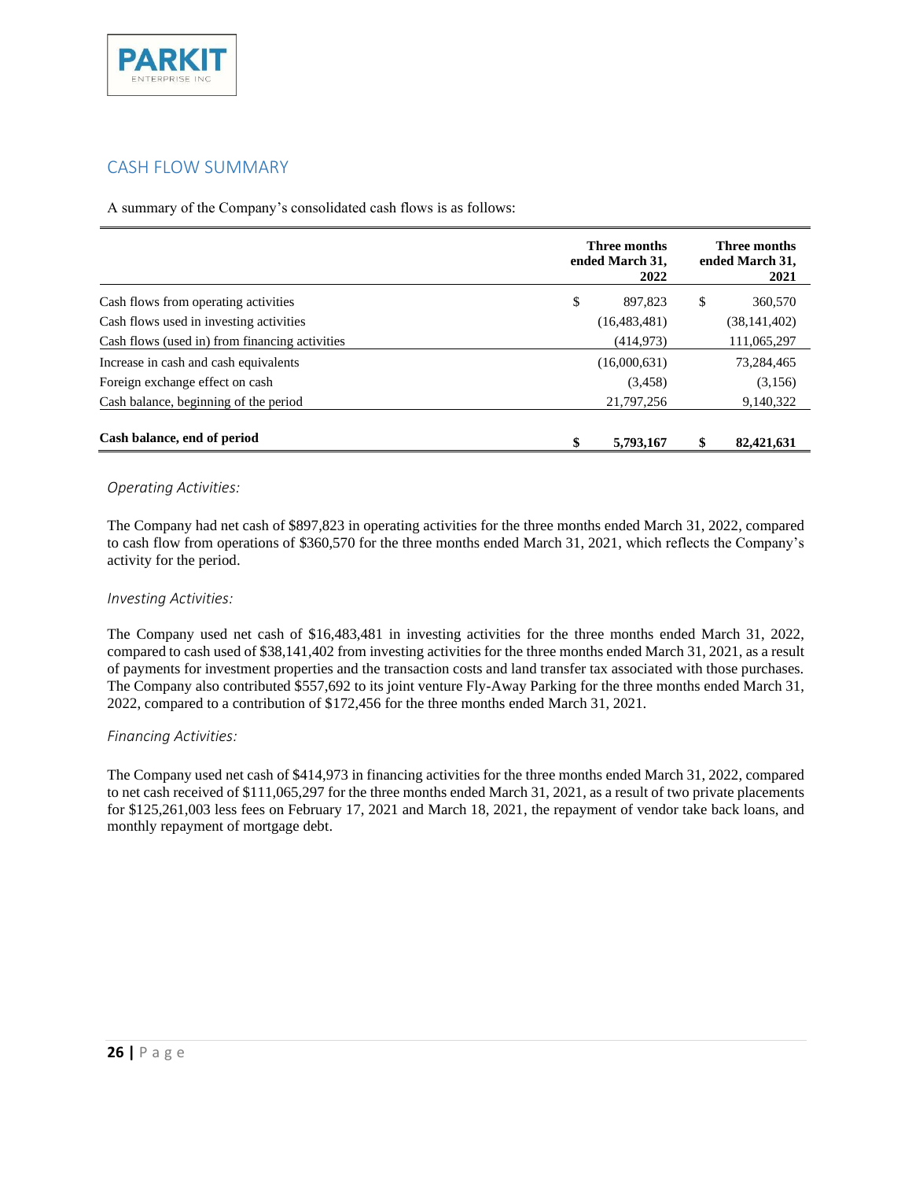## CASH FLOW SUMMARY

A summary of the Company's consolidated cash flows is as follows:

| | Three months ended March 31, 2022 | Three months ended March 31, 2021 |
|---|---|---|
| Cash flows from operating activities | $ 897,823 | $ 360,570 |
| Cash flows used in investing activities | (16,483,481) | (38,141,402) |
| Cash flows (used in) from financing activities | (414,973) | 111,065,297 |
| Increase in cash and cash equivalents | (16,000,631) | 73,284,465 |
| Foreign exchange effect on cash | (3,458) | (3,156) |
| Cash balance, beginning of the period | 21,797,256 | 9,140,322 |
| **Cash balance, end of period** | **$ 5,793,167** | **$ 82,421,631** |

*Operating Activities:*

The Company had net cash of $897,823 in operating activities for the three months ended March 31, 2022, compared to cash flow from operations of $360,570 for the three months ended March 31, 2021, which reflects the Company's activity for the period.

*Investing Activities:*

The Company used net cash of $16,483,481 in investing activities for the three months ended March 31, 2022, compared to cash used of $38,141,402 from investing activities for the three months ended March 31, 2021, as a result of payments for investment properties and the transaction costs and land transfer tax associated with those purchases. The Company also contributed $557,692 to its joint venture Fly-Away Parking for the three months ended March 31, 2022, compared to a contribution of $172,456 for the three months ended March 31, 2021.

*Financing Activities:*

The Company used net cash of $414,973 in financing activities for the three months ended March 31, 2022, compared to net cash received of $111,065,297 for the three months ended March 31, 2021, as a result of two private placements for $125,261,003 less fees on February 17, 2021 and March 18, 2021, the repayment of vendor take back loans, and monthly repayment of mortgage debt.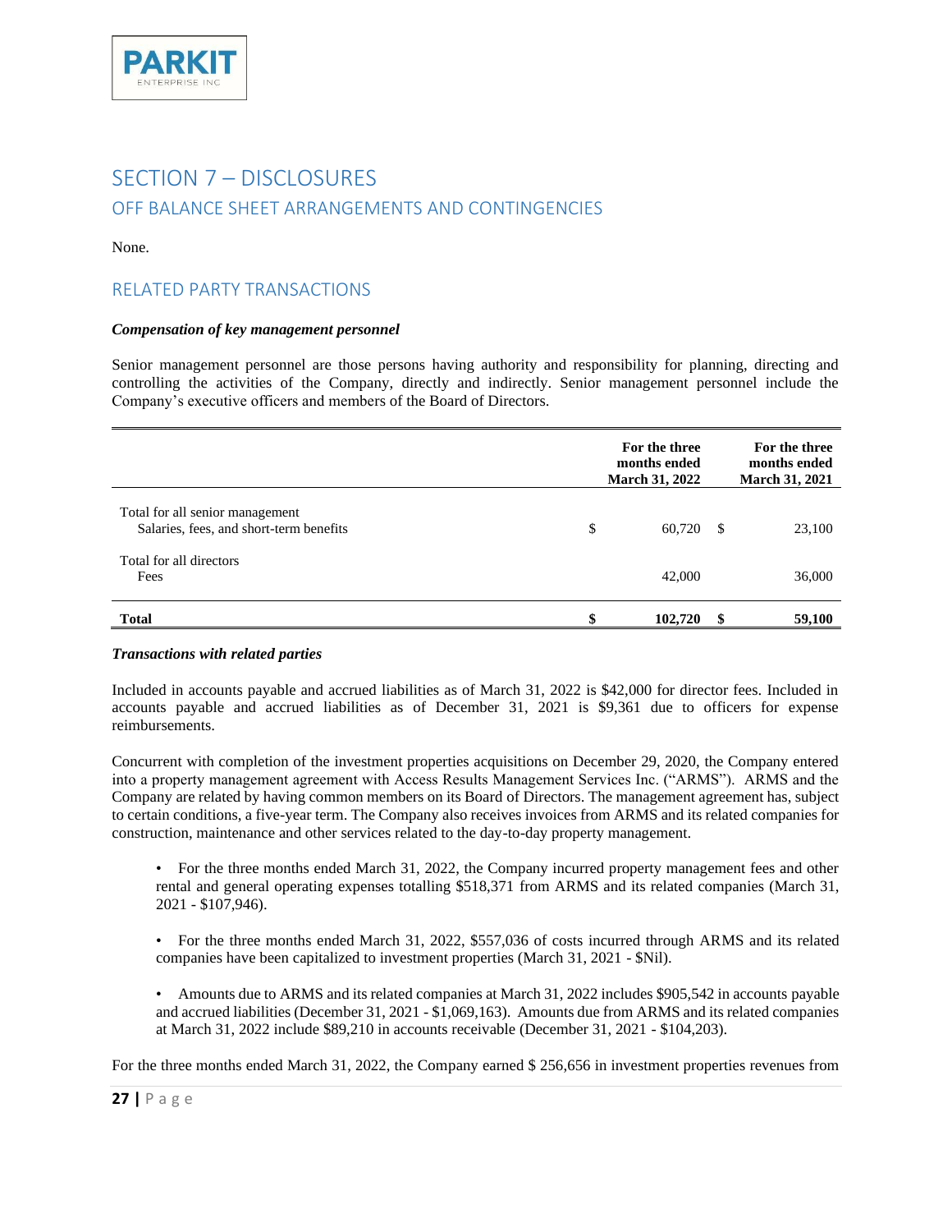# SECTION 7 – DISCLOSURES

## OFF BALANCE SHEET ARRANGEMENTS AND CONTINGENCIES

None.

## RELATED PARTY TRANSACTIONS

***Compensation of key management personnel***

Senior management personnel are those persons having authority and responsibility for planning, directing and controlling the activities of the Company, directly and indirectly. Senior management personnel include the Company's executive officers and members of the Board of Directors.

| | For the three months ended March 31, 2022 | For the three months ended March 31, 2021 |
|---|---|---|
| Total for all senior management<br>Salaries, fees, and short-term benefits | $ 60,720 | $ 23,100 |
| Total for all directors<br>Fees | 42,000 | 36,000 |
| **Total** | **$ 102,720** | **$ 59,100** |

***Transactions with related parties***

Included in accounts payable and accrued liabilities as of March 31, 2022 is $42,000 for director fees. Included in accounts payable and accrued liabilities as of December 31, 2021 is $9,361 due to officers for expense reimbursements.

Concurrent with completion of the investment properties acquisitions on December 29, 2020, the Company entered into a property management agreement with Access Results Management Services Inc. ("ARMS"). ARMS and the Company are related by having common members on its Board of Directors. The management agreement has, subject to certain conditions, a five-year term. The Company also receives invoices from ARMS and its related companies for construction, maintenance and other services related to the day-to-day property management.

- For the three months ended March 31, 2022, the Company incurred property management fees and other rental and general operating expenses totalling $518,371 from ARMS and its related companies (March 31, 2021 - $107,946).
- For the three months ended March 31, 2022, $557,036 of costs incurred through ARMS and its related companies have been capitalized to investment properties (March 31, 2021 - $Nil).
- Amounts due to ARMS and its related companies at March 31, 2022 includes $905,542 in accounts payable and accrued liabilities (December 31, 2021 - $1,069,163). Amounts due from ARMS and its related companies at March 31, 2022 include $89,210 in accounts receivable (December 31, 2021 - $104,203).

For the three months ended March 31, 2022, the Company earned $ 256,656 in investment properties revenues from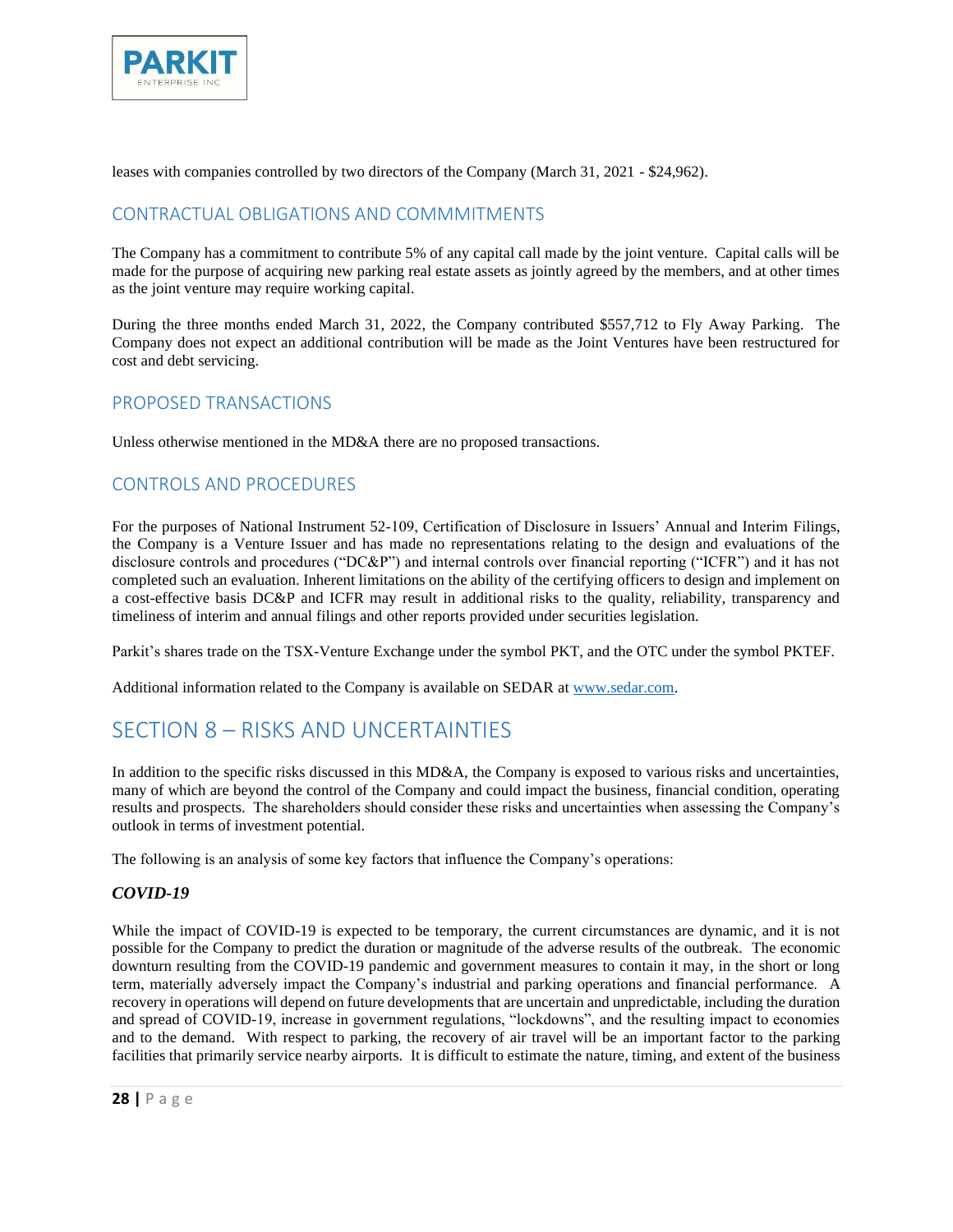leases with companies controlled by two directors of the Company (March 31, 2021 - $24,962).

## CONTRACTUAL OBLIGATIONS AND COMMMITMENTS

The Company has a commitment to contribute 5% of any capital call made by the joint venture. Capital calls will be made for the purpose of acquiring new parking real estate assets as jointly agreed by the members, and at other times as the joint venture may require working capital.

During the three months ended March 31, 2022, the Company contributed $557,712 to Fly Away Parking. The Company does not expect an additional contribution will be made as the Joint Ventures have been restructured for cost and debt servicing.

## PROPOSED TRANSACTIONS

Unless otherwise mentioned in the MD&A there are no proposed transactions.

## CONTROLS AND PROCEDURES

For the purposes of National Instrument 52-109, Certification of Disclosure in Issuers' Annual and Interim Filings, the Company is a Venture Issuer and has made no representations relating to the design and evaluations of the disclosure controls and procedures ("DC&P") and internal controls over financial reporting ("ICFR") and it has not completed such an evaluation. Inherent limitations on the ability of the certifying officers to design and implement on a cost-effective basis DC&P and ICFR may result in additional risks to the quality, reliability, transparency and timeliness of interim and annual filings and other reports provided under securities legislation.

Parkit's shares trade on the TSX-Venture Exchange under the symbol PKT, and the OTC under the symbol PKTEF.

Additional information related to the Company is available on SEDAR at www.sedar.com.

# SECTION 8 – RISKS AND UNCERTAINTIES

In addition to the specific risks discussed in this MD&A, the Company is exposed to various risks and uncertainties, many of which are beyond the control of the Company and could impact the business, financial condition, operating results and prospects. The shareholders should consider these risks and uncertainties when assessing the Company's outlook in terms of investment potential.

The following is an analysis of some key factors that influence the Company's operations:

***COVID-19***

While the impact of COVID-19 is expected to be temporary, the current circumstances are dynamic, and it is not possible for the Company to predict the duration or magnitude of the adverse results of the outbreak. The economic downturn resulting from the COVID-19 pandemic and government measures to contain it may, in the short or long term, materially adversely impact the Company's industrial and parking operations and financial performance. A recovery in operations will depend on future developments that are uncertain and unpredictable, including the duration and spread of COVID-19, increase in government regulations, "lockdowns", and the resulting impact to economies and to the demand. With respect to parking, the recovery of air travel will be an important factor to the parking facilities that primarily service nearby airports. It is difficult to estimate the nature, timing, and extent of the business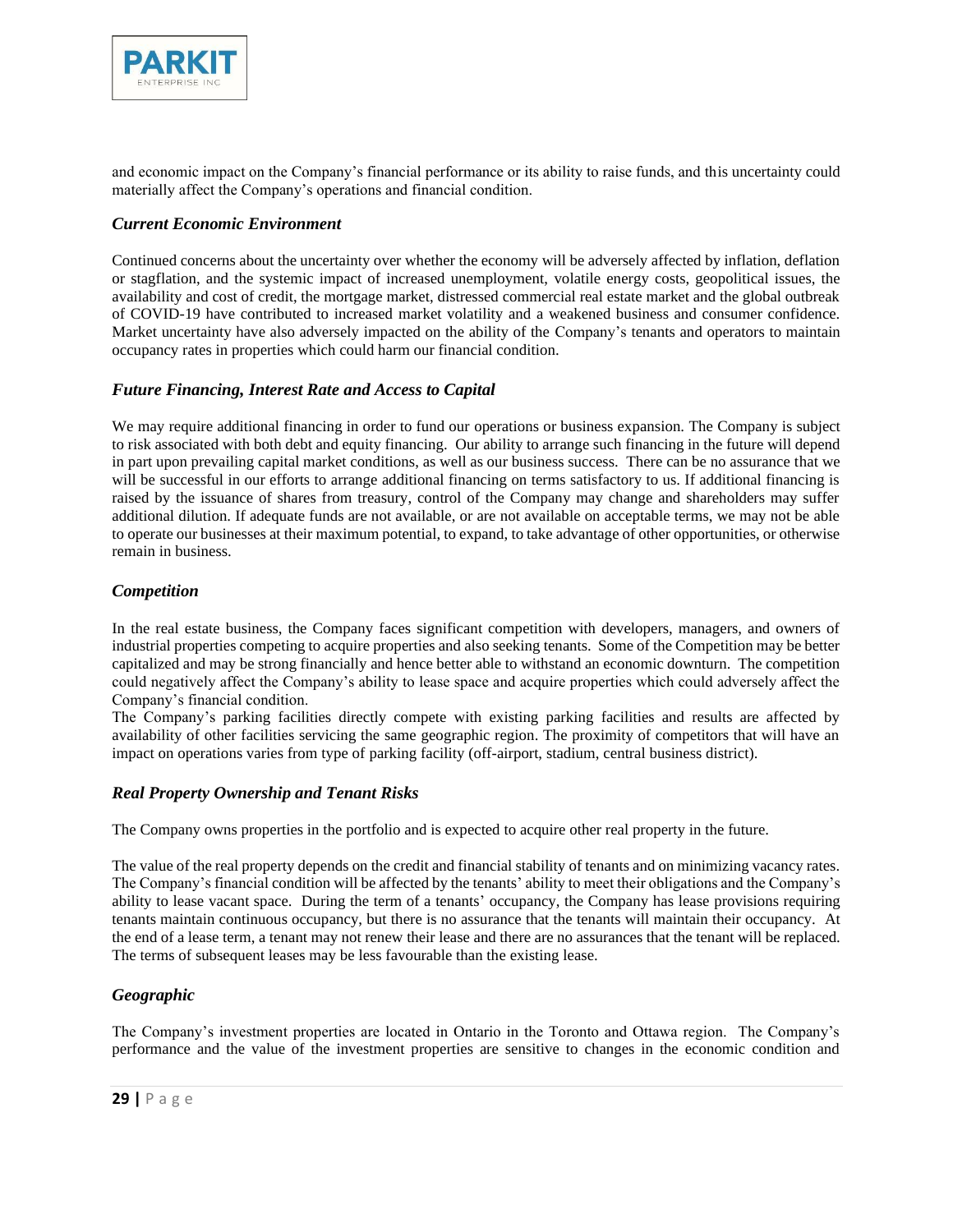and economic impact on the Company's financial performance or its ability to raise funds, and this uncertainty could materially affect the Company's operations and financial condition.

### *Current Economic Environment*

Continued concerns about the uncertainty over whether the economy will be adversely affected by inflation, deflation or stagflation, and the systemic impact of increased unemployment, volatile energy costs, geopolitical issues, the availability and cost of credit, the mortgage market, distressed commercial real estate market and the global outbreak of COVID-19 have contributed to increased market volatility and a weakened business and consumer confidence. Market uncertainty have also adversely impacted on the ability of the Company's tenants and operators to maintain occupancy rates in properties which could harm our financial condition.

### *Future Financing, Interest Rate and Access to Capital*

We may require additional financing in order to fund our operations or business expansion. The Company is subject to risk associated with both debt and equity financing. Our ability to arrange such financing in the future will depend in part upon prevailing capital market conditions, as well as our business success. There can be no assurance that we will be successful in our efforts to arrange additional financing on terms satisfactory to us. If additional financing is raised by the issuance of shares from treasury, control of the Company may change and shareholders may suffer additional dilution. If adequate funds are not available, or are not available on acceptable terms, we may not be able to operate our businesses at their maximum potential, to expand, to take advantage of other opportunities, or otherwise remain in business.

### *Competition*

In the real estate business, the Company faces significant competition with developers, managers, and owners of industrial properties competing to acquire properties and also seeking tenants. Some of the Competition may be better capitalized and may be strong financially and hence better able to withstand an economic downturn. The competition could negatively affect the Company's ability to lease space and acquire properties which could adversely affect the Company's financial condition.
The Company's parking facilities directly compete with existing parking facilities and results are affected by availability of other facilities servicing the same geographic region. The proximity of competitors that will have an impact on operations varies from type of parking facility (off-airport, stadium, central business district).

### *Real Property Ownership and Tenant Risks*

The Company owns properties in the portfolio and is expected to acquire other real property in the future.

The value of the real property depends on the credit and financial stability of tenants and on minimizing vacancy rates. The Company's financial condition will be affected by the tenants' ability to meet their obligations and the Company's ability to lease vacant space. During the term of a tenants' occupancy, the Company has lease provisions requiring tenants maintain continuous occupancy, but there is no assurance that the tenants will maintain their occupancy. At the end of a lease term, a tenant may not renew their lease and there are no assurances that the tenant will be replaced. The terms of subsequent leases may be less favourable than the existing lease.

### *Geographic*

The Company's investment properties are located in Ontario in the Toronto and Ottawa region. The Company's performance and the value of the investment properties are sensitive to changes in the economic condition and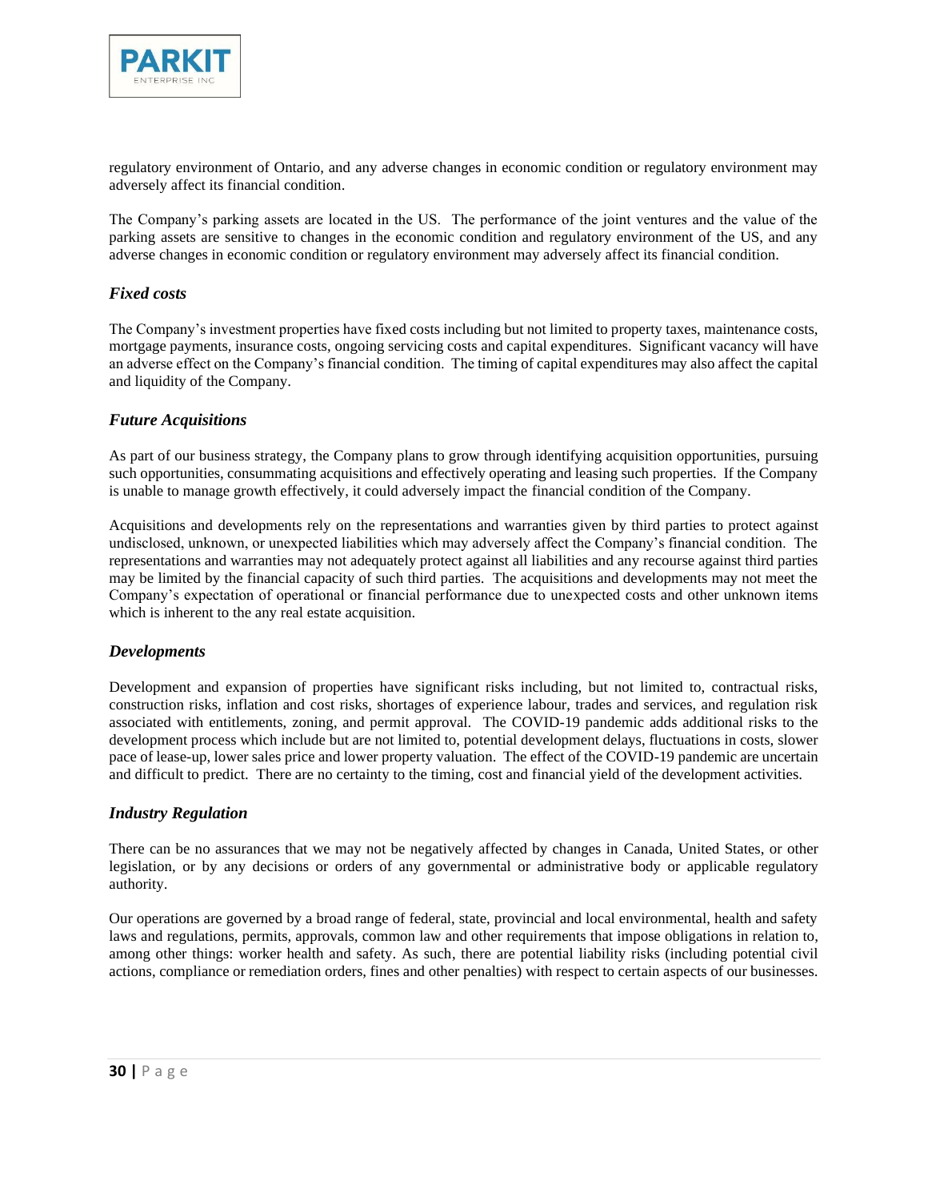regulatory environment of Ontario, and any adverse changes in economic condition or regulatory environment may adversely affect its financial condition.

The Company's parking assets are located in the US. The performance of the joint ventures and the value of the parking assets are sensitive to changes in the economic condition and regulatory environment of the US, and any adverse changes in economic condition or regulatory environment may adversely affect its financial condition.

### *Fixed costs*

The Company's investment properties have fixed costs including but not limited to property taxes, maintenance costs, mortgage payments, insurance costs, ongoing servicing costs and capital expenditures. Significant vacancy will have an adverse effect on the Company's financial condition. The timing of capital expenditures may also affect the capital and liquidity of the Company.

### *Future Acquisitions*

As part of our business strategy, the Company plans to grow through identifying acquisition opportunities, pursuing such opportunities, consummating acquisitions and effectively operating and leasing such properties. If the Company is unable to manage growth effectively, it could adversely impact the financial condition of the Company.

Acquisitions and developments rely on the representations and warranties given by third parties to protect against undisclosed, unknown, or unexpected liabilities which may adversely affect the Company's financial condition. The representations and warranties may not adequately protect against all liabilities and any recourse against third parties may be limited by the financial capacity of such third parties. The acquisitions and developments may not meet the Company's expectation of operational or financial performance due to unexpected costs and other unknown items which is inherent to the any real estate acquisition.

### *Developments*

Development and expansion of properties have significant risks including, but not limited to, contractual risks, construction risks, inflation and cost risks, shortages of experience labour, trades and services, and regulation risk associated with entitlements, zoning, and permit approval. The COVID-19 pandemic adds additional risks to the development process which include but are not limited to, potential development delays, fluctuations in costs, slower pace of lease-up, lower sales price and lower property valuation. The effect of the COVID-19 pandemic are uncertain and difficult to predict. There are no certainty to the timing, cost and financial yield of the development activities.

### *Industry Regulation*

There can be no assurances that we may not be negatively affected by changes in Canada, United States, or other legislation, or by any decisions or orders of any governmental or administrative body or applicable regulatory authority.

Our operations are governed by a broad range of federal, state, provincial and local environmental, health and safety laws and regulations, permits, approvals, common law and other requirements that impose obligations in relation to, among other things: worker health and safety. As such, there are potential liability risks (including potential civil actions, compliance or remediation orders, fines and other penalties) with respect to certain aspects of our businesses.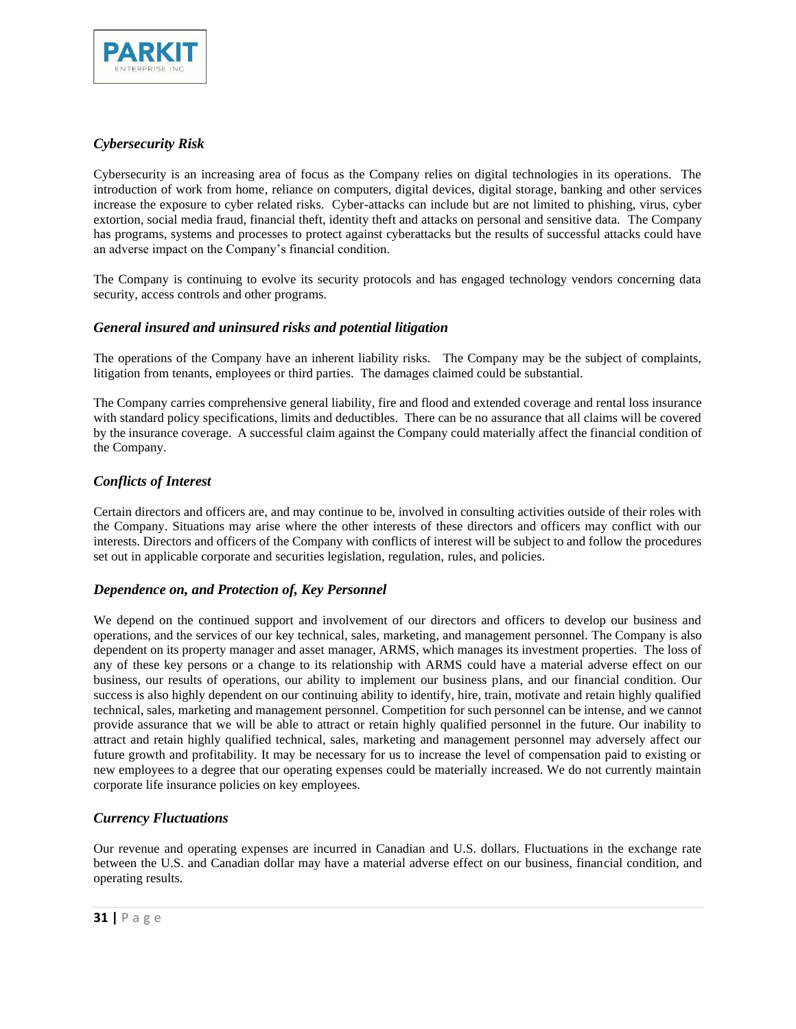### *Cybersecurity Risk*

Cybersecurity is an increasing area of focus as the Company relies on digital technologies in its operations. The introduction of work from home, reliance on computers, digital devices, digital storage, banking and other services increase the exposure to cyber related risks. Cyber-attacks can include but are not limited to phishing, virus, cyber extortion, social media fraud, financial theft, identity theft and attacks on personal and sensitive data. The Company has programs, systems and processes to protect against cyberattacks but the results of successful attacks could have an adverse impact on the Company's financial condition.

The Company is continuing to evolve its security protocols and has engaged technology vendors concerning data security, access controls and other programs.

### *General insured and uninsured risks and potential litigation*

The operations of the Company have an inherent liability risks. The Company may be the subject of complaints, litigation from tenants, employees or third parties. The damages claimed could be substantial.

The Company carries comprehensive general liability, fire and flood and extended coverage and rental loss insurance with standard policy specifications, limits and deductibles. There can be no assurance that all claims will be covered by the insurance coverage. A successful claim against the Company could materially affect the financial condition of the Company.

### *Conflicts of Interest*

Certain directors and officers are, and may continue to be, involved in consulting activities outside of their roles with the Company. Situations may arise where the other interests of these directors and officers may conflict with our interests. Directors and officers of the Company with conflicts of interest will be subject to and follow the procedures set out in applicable corporate and securities legislation, regulation, rules, and policies.

### *Dependence on, and Protection of, Key Personnel*

We depend on the continued support and involvement of our directors and officers to develop our business and operations, and the services of our key technical, sales, marketing, and management personnel. The Company is also dependent on its property manager and asset manager, ARMS, which manages its investment properties. The loss of any of these key persons or a change to its relationship with ARMS could have a material adverse effect on our business, our results of operations, our ability to implement our business plans, and our financial condition. Our success is also highly dependent on our continuing ability to identify, hire, train, motivate and retain highly qualified technical, sales, marketing and management personnel. Competition for such personnel can be intense, and we cannot provide assurance that we will be able to attract or retain highly qualified personnel in the future. Our inability to attract and retain highly qualified technical, sales, marketing and management personnel may adversely affect our future growth and profitability. It may be necessary for us to increase the level of compensation paid to existing or new employees to a degree that our operating expenses could be materially increased. We do not currently maintain corporate life insurance policies on key employees.

### *Currency Fluctuations*

Our revenue and operating expenses are incurred in Canadian and U.S. dollars. Fluctuations in the exchange rate between the U.S. and Canadian dollar may have a material adverse effect on our business, financial condition, and operating results.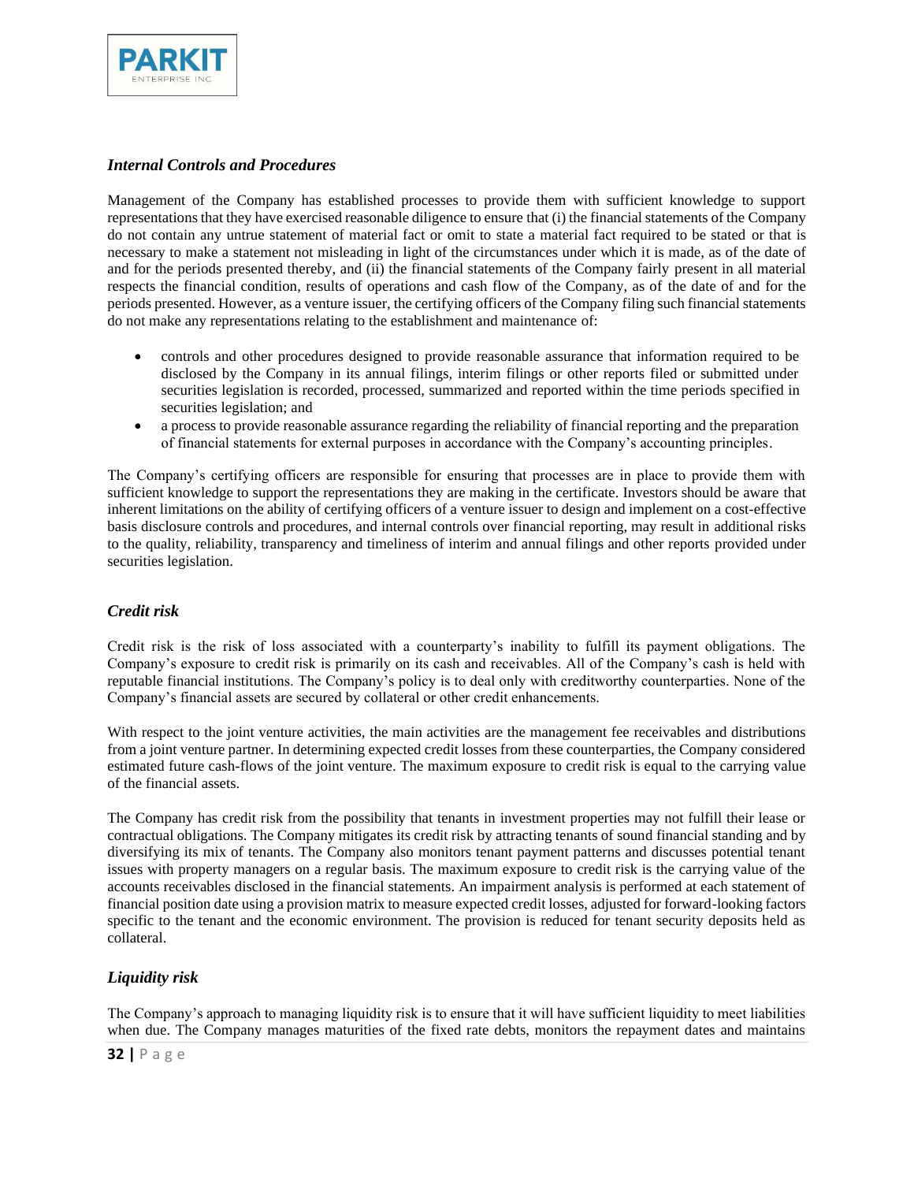### *Internal Controls and Procedures*

Management of the Company has established processes to provide them with sufficient knowledge to support representations that they have exercised reasonable diligence to ensure that (i) the financial statements of the Company do not contain any untrue statement of material fact or omit to state a material fact required to be stated or that is necessary to make a statement not misleading in light of the circumstances under which it is made, as of the date of and for the periods presented thereby, and (ii) the financial statements of the Company fairly present in all material respects the financial condition, results of operations and cash flow of the Company, as of the date of and for the periods presented. However, as a venture issuer, the certifying officers of the Company filing such financial statements do not make any representations relating to the establishment and maintenance of:

- controls and other procedures designed to provide reasonable assurance that information required to be disclosed by the Company in its annual filings, interim filings or other reports filed or submitted under securities legislation is recorded, processed, summarized and reported within the time periods specified in securities legislation; and
- a process to provide reasonable assurance regarding the reliability of financial reporting and the preparation of financial statements for external purposes in accordance with the Company's accounting principles.

The Company's certifying officers are responsible for ensuring that processes are in place to provide them with sufficient knowledge to support the representations they are making in the certificate. Investors should be aware that inherent limitations on the ability of certifying officers of a venture issuer to design and implement on a cost-effective basis disclosure controls and procedures, and internal controls over financial reporting, may result in additional risks to the quality, reliability, transparency and timeliness of interim and annual filings and other reports provided under securities legislation.

### *Credit risk*

Credit risk is the risk of loss associated with a counterparty's inability to fulfill its payment obligations. The Company's exposure to credit risk is primarily on its cash and receivables. All of the Company's cash is held with reputable financial institutions. The Company's policy is to deal only with creditworthy counterparties. None of the Company's financial assets are secured by collateral or other credit enhancements.

With respect to the joint venture activities, the main activities are the management fee receivables and distributions from a joint venture partner. In determining expected credit losses from these counterparties, the Company considered estimated future cash-flows of the joint venture. The maximum exposure to credit risk is equal to the carrying value of the financial assets.

The Company has credit risk from the possibility that tenants in investment properties may not fulfill their lease or contractual obligations. The Company mitigates its credit risk by attracting tenants of sound financial standing and by diversifying its mix of tenants. The Company also monitors tenant payment patterns and discusses potential tenant issues with property managers on a regular basis. The maximum exposure to credit risk is the carrying value of the accounts receivables disclosed in the financial statements. An impairment analysis is performed at each statement of financial position date using a provision matrix to measure expected credit losses, adjusted for forward-looking factors specific to the tenant and the economic environment. The provision is reduced for tenant security deposits held as collateral.

### *Liquidity risk*

The Company's approach to managing liquidity risk is to ensure that it will have sufficient liquidity to meet liabilities when due. The Company manages maturities of the fixed rate debts, monitors the repayment dates and maintains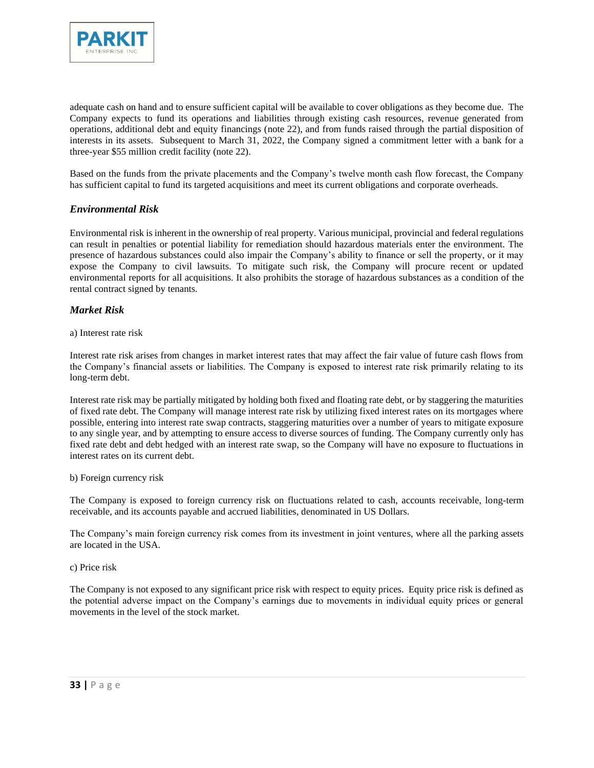adequate cash on hand and to ensure sufficient capital will be available to cover obligations as they become due. The Company expects to fund its operations and liabilities through existing cash resources, revenue generated from operations, additional debt and equity financings (note 22), and from funds raised through the partial disposition of interests in its assets. Subsequent to March 31, 2022, the Company signed a commitment letter with a bank for a three-year $55 million credit facility (note 22).

Based on the funds from the private placements and the Company's twelve month cash flow forecast, the Company has sufficient capital to fund its targeted acquisitions and meet its current obligations and corporate overheads.

### *Environmental Risk*

Environmental risk is inherent in the ownership of real property. Various municipal, provincial and federal regulations can result in penalties or potential liability for remediation should hazardous materials enter the environment. The presence of hazardous substances could also impair the Company's ability to finance or sell the property, or it may expose the Company to civil lawsuits. To mitigate such risk, the Company will procure recent or updated environmental reports for all acquisitions. It also prohibits the storage of hazardous substances as a condition of the rental contract signed by tenants.

### *Market Risk*

a) Interest rate risk

Interest rate risk arises from changes in market interest rates that may affect the fair value of future cash flows from the Company's financial assets or liabilities. The Company is exposed to interest rate risk primarily relating to its long-term debt.

Interest rate risk may be partially mitigated by holding both fixed and floating rate debt, or by staggering the maturities of fixed rate debt. The Company will manage interest rate risk by utilizing fixed interest rates on its mortgages where possible, entering into interest rate swap contracts, staggering maturities over a number of years to mitigate exposure to any single year, and by attempting to ensure access to diverse sources of funding. The Company currently only has fixed rate debt and debt hedged with an interest rate swap, so the Company will have no exposure to fluctuations in interest rates on its current debt.

b) Foreign currency risk

The Company is exposed to foreign currency risk on fluctuations related to cash, accounts receivable, long-term receivable, and its accounts payable and accrued liabilities, denominated in US Dollars.

The Company's main foreign currency risk comes from its investment in joint ventures, where all the parking assets are located in the USA.

c) Price risk

The Company is not exposed to any significant price risk with respect to equity prices. Equity price risk is defined as the potential adverse impact on the Company's earnings due to movements in individual equity prices or general movements in the level of the stock market.